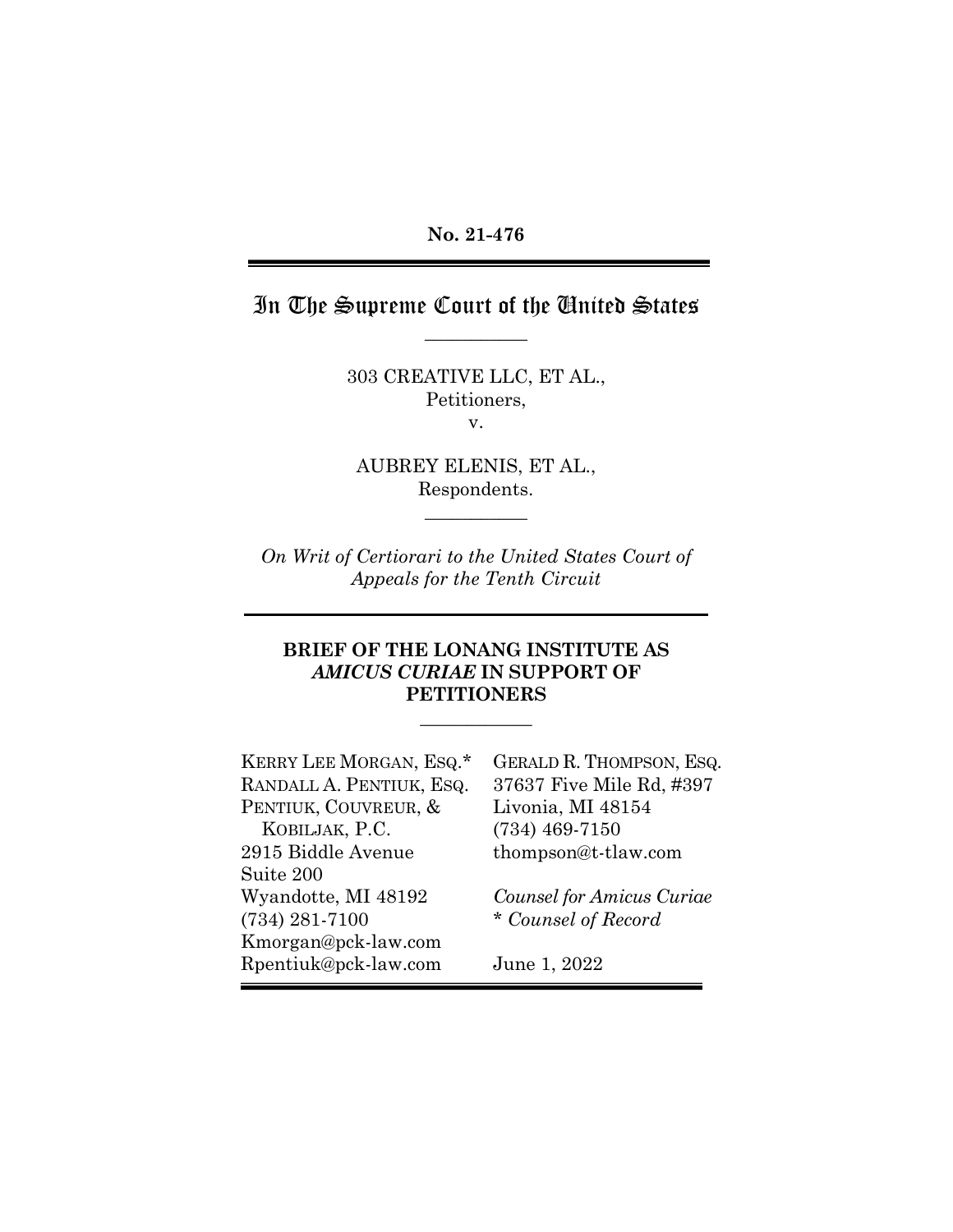**No. 21-476**

# In The Supreme Court of the United States

303 CREATIVE LLC, ET AL.,
Petitioners,
v.

AUBREY ELENIS, ET AL.,
Respondents.

*On Writ of Certiorari to the United States Court of Appeals for the Tenth Circuit*

## BRIEF OF THE LONANG INSTITUTE AS *AMICUS CURIAE* IN SUPPORT OF PETITIONERS

KERRY LEE MORGAN, ESQ.*
RANDALL A. PENTIUK, ESQ.
PENTIUK, COUVREUR, & KOBILJAK, P.C.
2915 Biddle Avenue
Suite 200
Wyandotte, MI 48192
(734) 281-7100
Kmorgan@pck-law.com
Rpentiuk@pck-law.com

GERALD R. THOMPSON, ESQ.
37637 Five Mile Rd, #397
Livonia, MI 48154
(734) 469-7150
thompson@t-tlaw.com

*Counsel for Amicus Curiae*
\* *Counsel of Record*

June 1, 2022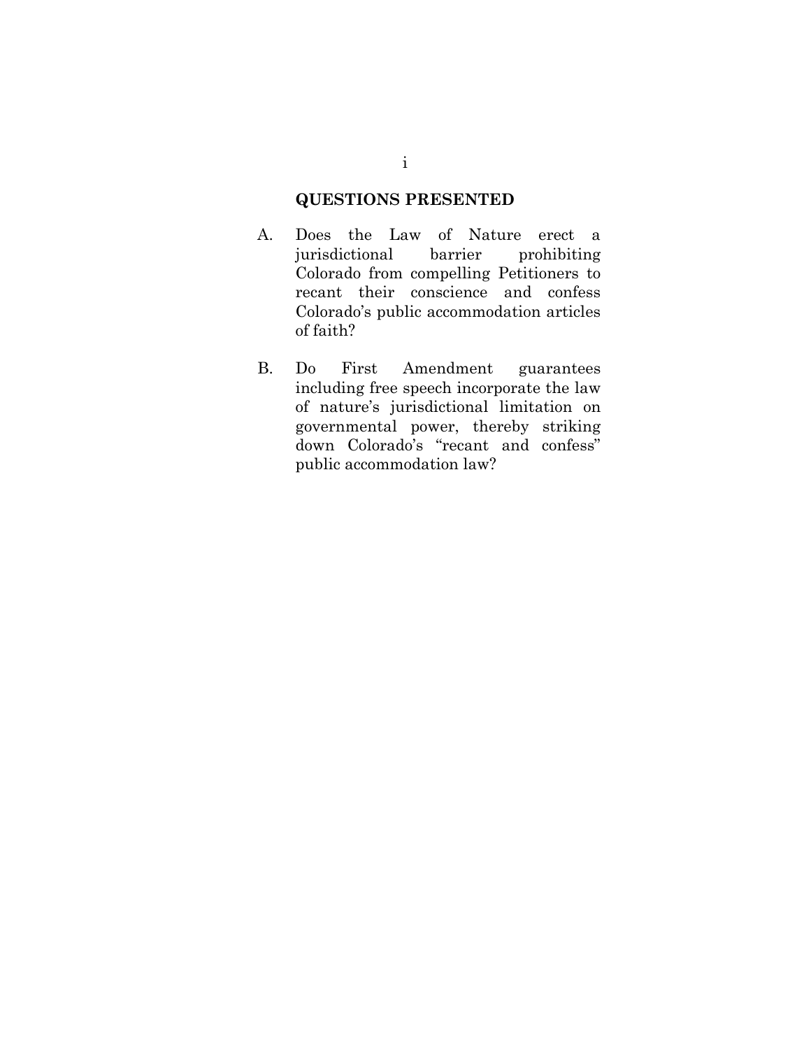## QUESTIONS PRESENTED

A. Does the Law of Nature erect a jurisdictional barrier prohibiting Colorado from compelling Petitioners to recant their conscience and confess Colorado's public accommodation articles of faith?

B. Do First Amendment guarantees including free speech incorporate the law of nature's jurisdictional limitation on governmental power, thereby striking down Colorado's "recant and confess" public accommodation law?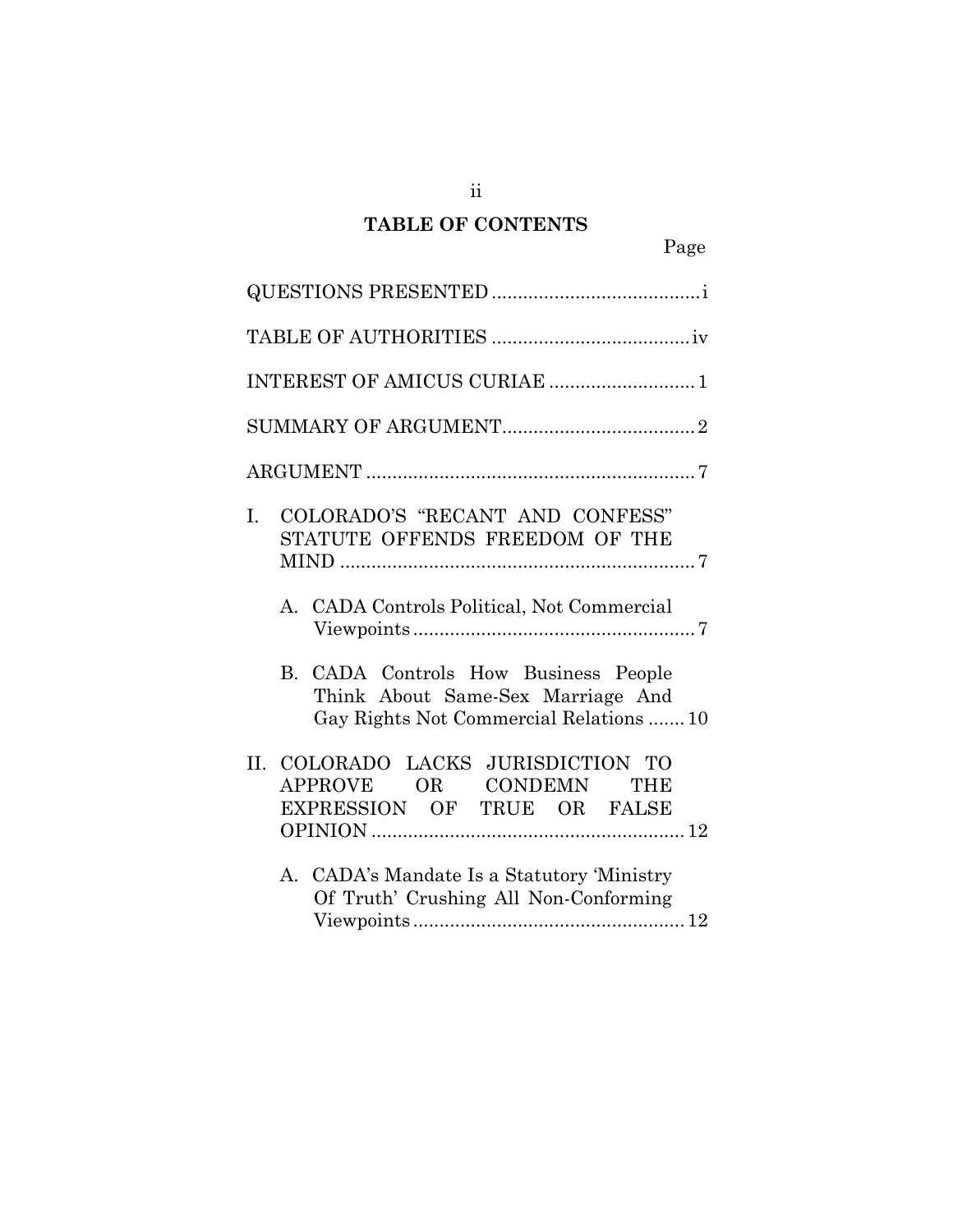## TABLE OF CONTENTS

Page

QUESTIONS PRESENTED ........................................ i

TABLE OF AUTHORITIES ...................................... iv

INTEREST OF AMICUS CURIAE ............................ 1

SUMMARY OF ARGUMENT..................................... 2

ARGUMENT ............................................................... 7

I. COLORADO'S "RECANT AND CONFESS" STATUTE OFFENDS FREEDOM OF THE MIND .................................................................... 7

   A. CADA Controls Political, Not Commercial Viewpoints ...................................................... 7

   B. CADA Controls How Business People Think About Same-Sex Marriage And Gay Rights Not Commercial Relations ....... 10

II. COLORADO LACKS JURISDICTION TO APPROVE OR CONDEMN THE EXPRESSION OF TRUE OR FALSE OPINION ............................................................ 12

   A. CADA's Mandate Is a Statutory 'Ministry Of Truth' Crushing All Non-Conforming Viewpoints .................................................... 12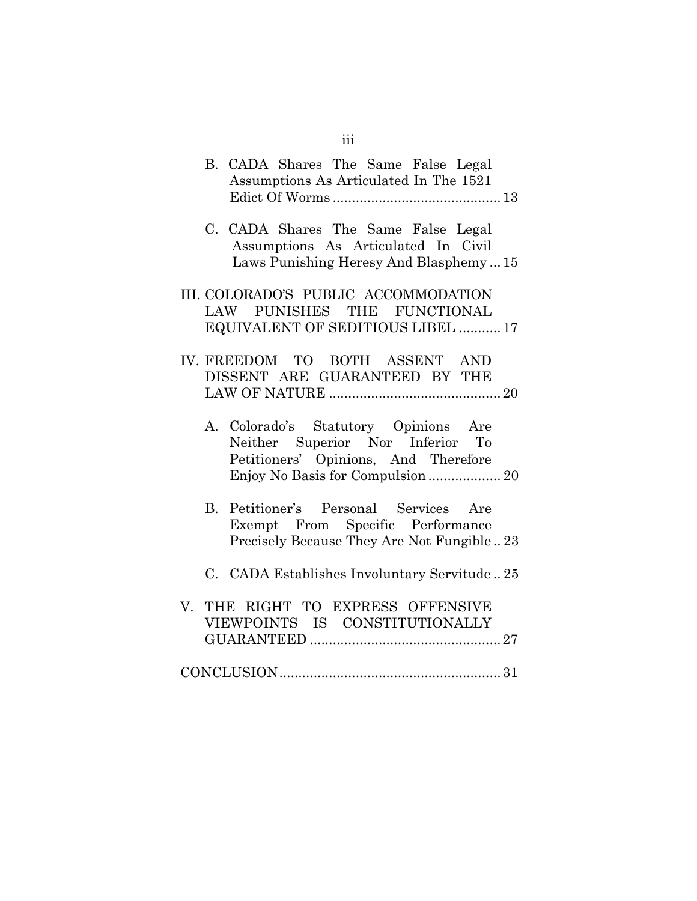B. CADA Shares The Same False Legal Assumptions As Articulated In The 1521 Edict Of Worms .......... 13

C. CADA Shares The Same False Legal Assumptions As Articulated In Civil Laws Punishing Heresy And Blasphemy ... 15

III. COLORADO'S PUBLIC ACCOMMODATION LAW PUNISHES THE FUNCTIONAL EQUIVALENT OF SEDITIOUS LIBEL .......... 17

IV. FREEDOM TO BOTH ASSENT AND DISSENT ARE GUARANTEED BY THE LAW OF NATURE .......... 20

A. Colorado's Statutory Opinions Are Neither Superior Nor Inferior To Petitioners' Opinions, And Therefore Enjoy No Basis for Compulsion .......... 20

B. Petitioner's Personal Services Are Exempt From Specific Performance Precisely Because They Are Not Fungible .. 23

C. CADA Establishes Involuntary Servitude .. 25

V. THE RIGHT TO EXPRESS OFFENSIVE VIEWPOINTS IS CONSTITUTIONALLY GUARANTEED .......... 27

CONCLUSION .......... 31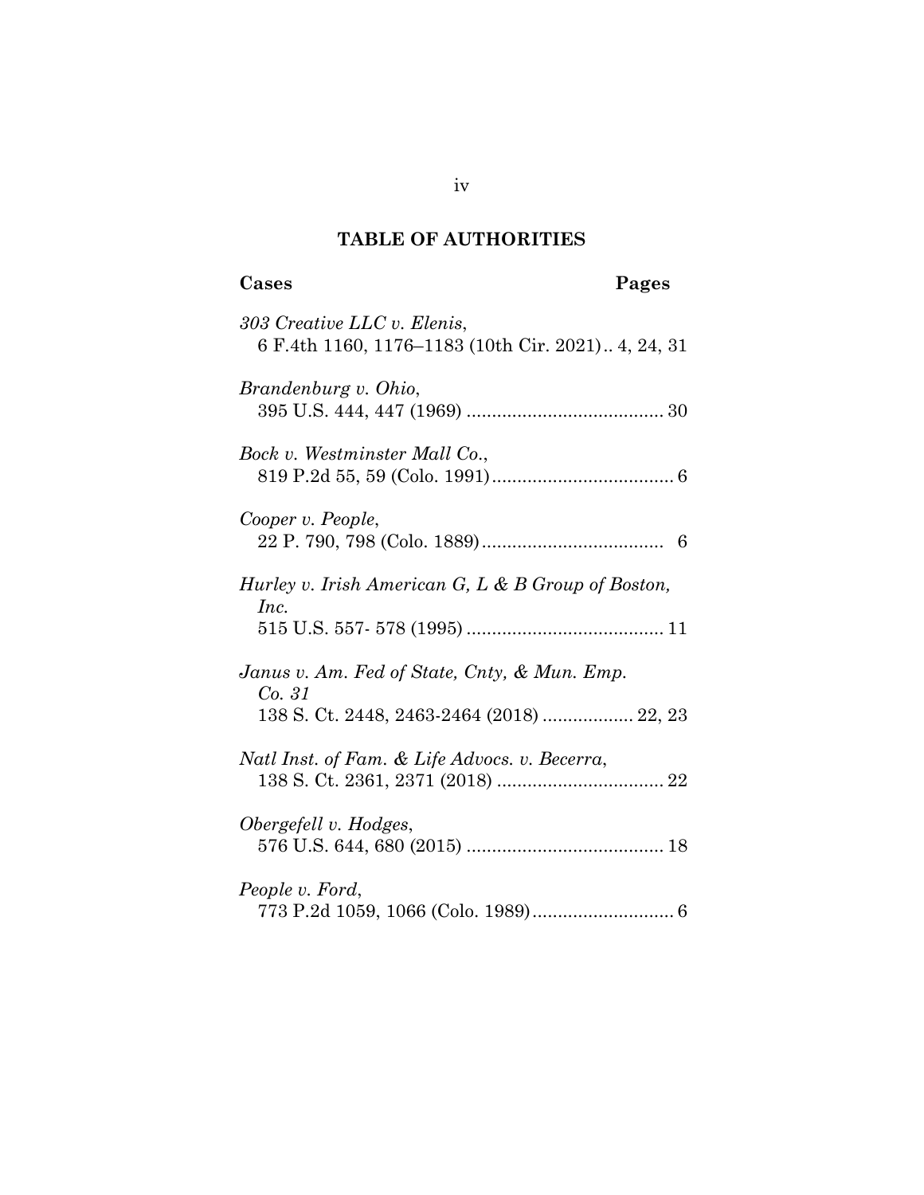## TABLE OF AUTHORITIES

**Cases** **Pages**

*303 Creative LLC v. Elenis*,
6 F.4th 1160, 1176–1183 (10th Cir. 2021).. 4, 24, 31

*Brandenburg v. Ohio*,
395 U.S. 444, 447 (1969) ....................................... 30

*Bock v. Westminster Mall Co.*,
819 P.2d 55, 59 (Colo. 1991).................................... 6

*Cooper v. People*,
22 P. 790, 798 (Colo. 1889).................................... 6

*Hurley v. Irish American G, L & B Group of Boston, Inc.*
515 U.S. 557- 578 (1995) ....................................... 11

*Janus v. Am. Fed of State, Cnty, & Mun. Emp. Co. 31*
138 S. Ct. 2448, 2463-2464 (2018) .................. 22, 23

*Natl Inst. of Fam. & Life Advocs. v. Becerra*,
138 S. Ct. 2361, 2371 (2018) ................................. 22

*Obergefell v. Hodges*,
576 U.S. 644, 680 (2015) ....................................... 18

*People v. Ford*,
773 P.2d 1059, 1066 (Colo. 1989)............................ 6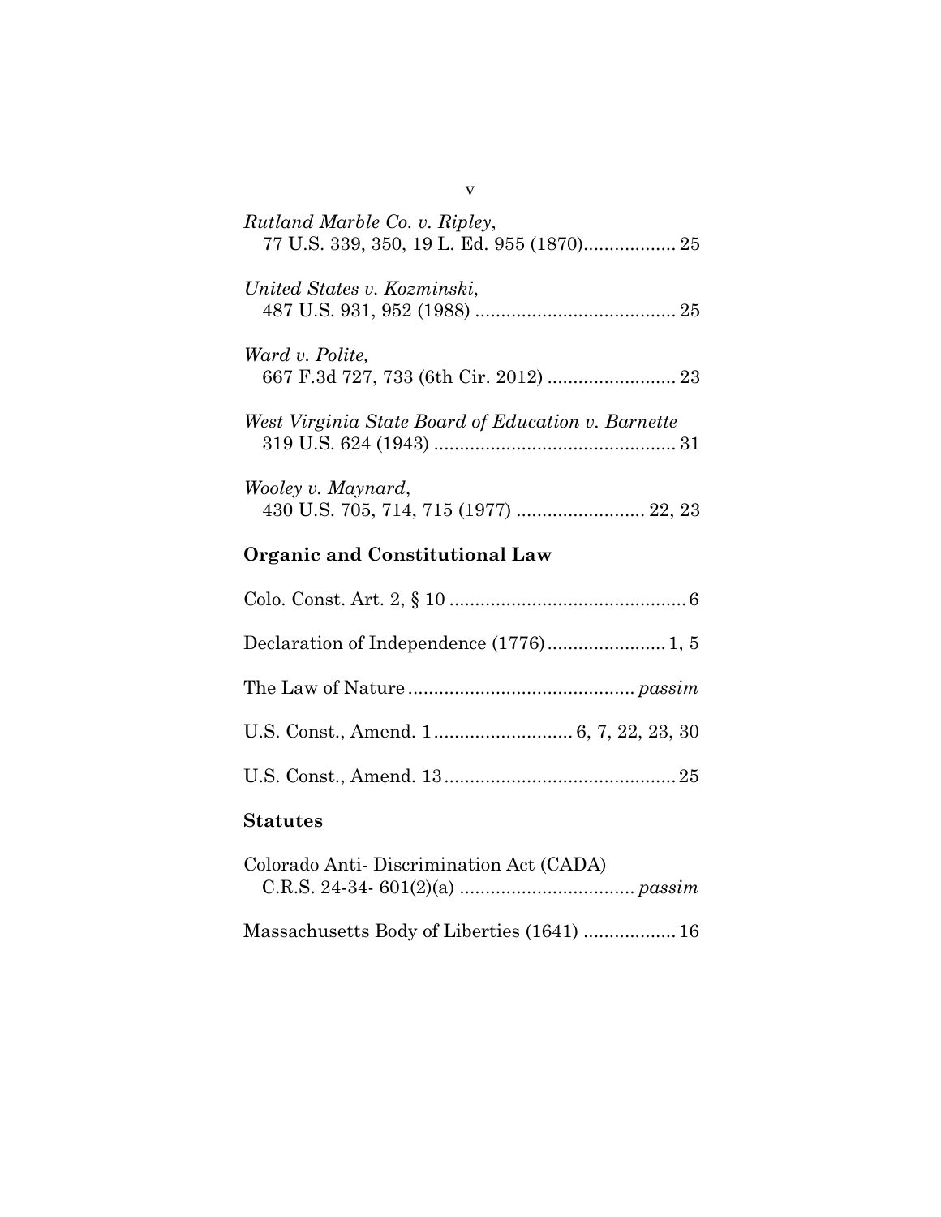*Rutland Marble Co. v. Ripley*,
77 U.S. 339, 350, 19 L. Ed. 955 (1870).................. 25

*United States v. Kozminski*,
487 U.S. 931, 952 (1988) ....................................... 25

*Ward v. Polite,*
667 F.3d 727, 733 (6th Cir. 2012) ......................... 23

*West Virginia State Board of Education v. Barnette*
319 U.S. 624 (1943) ............................................... 31

*Wooley v. Maynard*,
430 U.S. 705, 714, 715 (1977) ......................... 22, 23

## Organic and Constitutional Law

Colo. Const. Art. 2, § 10 .............................................. 6

Declaration of Independence (1776)....................... 1, 5

The Law of Nature ............................................ *passim*

U.S. Const., Amend. 1........................... 6, 7, 22, 23, 30

U.S. Const., Amend. 13............................................. 25

## Statutes

Colorado Anti- Discrimination Act (CADA)
C.R.S. 24-34- 601(2)(a) .................................. *passim*

Massachusetts Body of Liberties (1641) .................. 16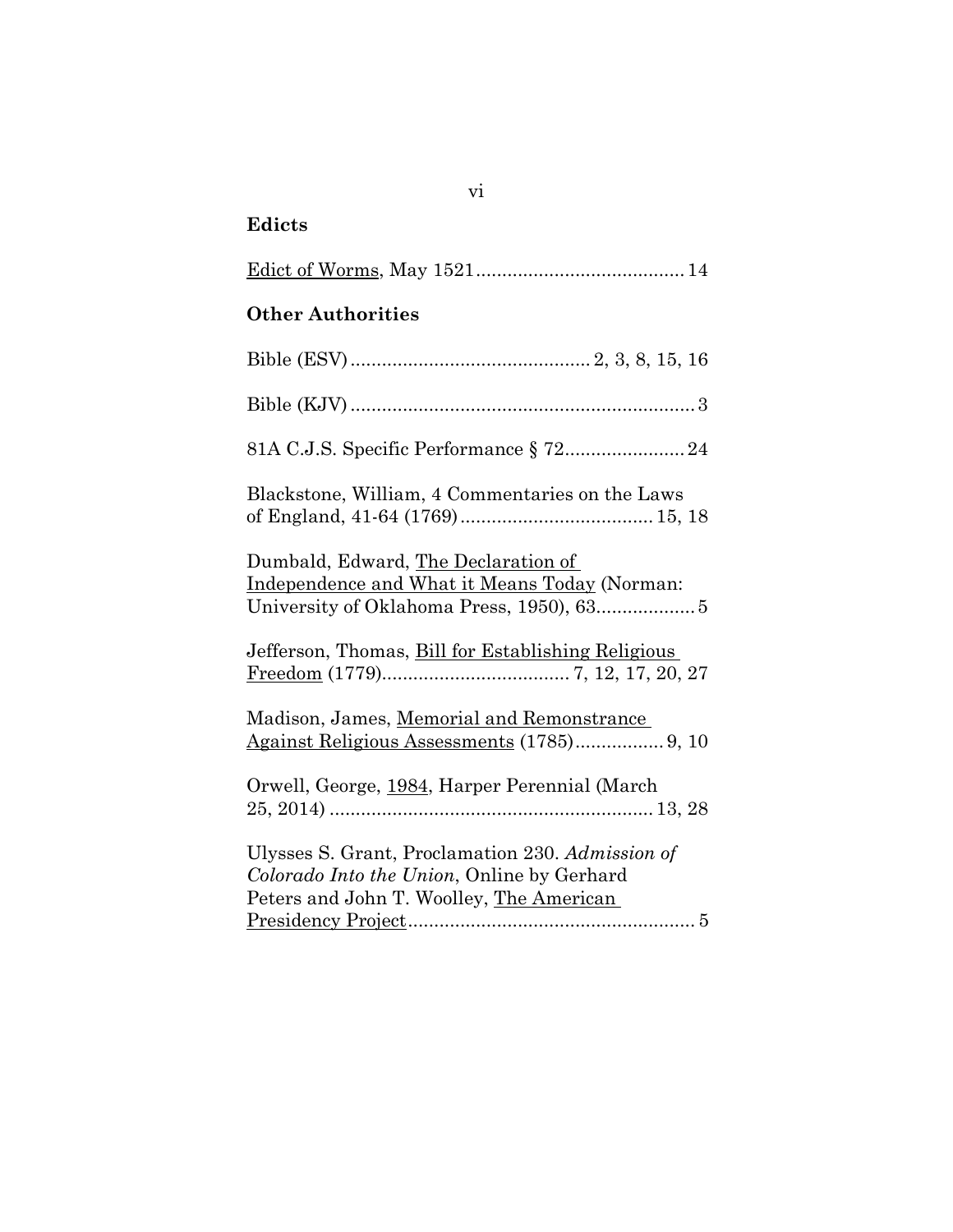## Edicts

Edict of Worms, May 1521........................................14

## Other Authorities

Bible (ESV).............................................2, 3, 8, 15, 16

Bible (KJV)..................................................................3

81A C.J.S. Specific Performance § 72.......................24

Blackstone, William, 4 Commentaries on the Laws of England, 41-64 (1769).....................................15, 18

Dumbald, Edward, The Declaration of Independence and What it Means Today (Norman: University of Oklahoma Press, 1950), 63...................5

Jefferson, Thomas, Bill for Establishing Religious Freedom (1779).................................... 7, 12, 17, 20, 27

Madison, James, Memorial and Remonstrance Against Religious Assessments (1785).................9, 10

Orwell, George, 1984, Harper Perennial (March 25, 2014) .............................................................13, 28

Ulysses S. Grant, Proclamation 230. *Admission of Colorado Into the Union*, Online by Gerhard Peters and John T. Woolley, The American Presidency Project......................................................5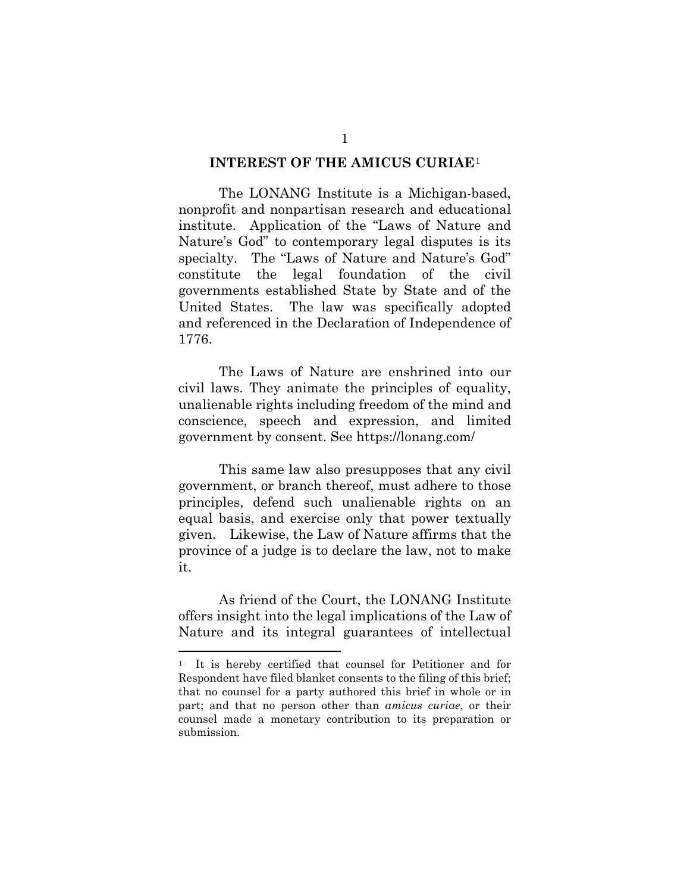## INTEREST OF THE AMICUS CURIAE[1]

The LONANG Institute is a Michigan-based, nonprofit and nonpartisan research and educational institute. Application of the "Laws of Nature and Nature's God" to contemporary legal disputes is its specialty. The "Laws of Nature and Nature's God" constitute the legal foundation of the civil governments established State by State and of the United States. The law was specifically adopted and referenced in the Declaration of Independence of 1776.

The Laws of Nature are enshrined into our civil laws. They animate the principles of equality, unalienable rights including freedom of the mind and conscience, speech and expression, and limited government by consent. See https://lonang.com/

This same law also presupposes that any civil government, or branch thereof, must adhere to those principles, defend such unalienable rights on an equal basis, and exercise only that power textually given. Likewise, the Law of Nature affirms that the province of a judge is to declare the law, not to make it.

As friend of the Court, the LONANG Institute offers insight into the legal implications of the Law of Nature and its integral guarantees of intellectual

---

[1] It is hereby certified that counsel for Petitioner and for Respondent have filed blanket consents to the filing of this brief; that no counsel for a party authored this brief in whole or in part; and that no person other than *amicus curiae*, or their counsel made a monetary contribution to its preparation or submission.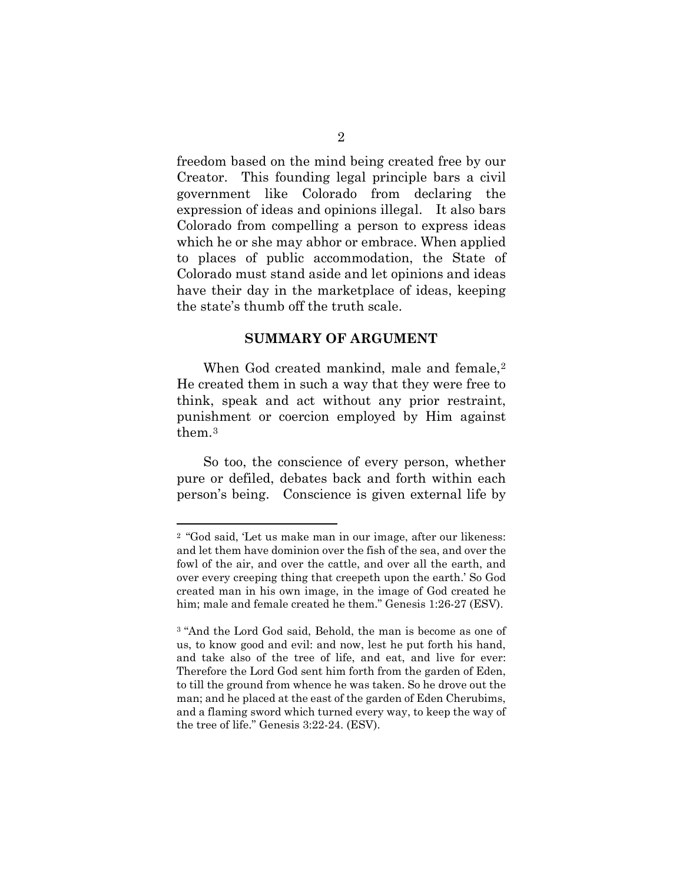freedom based on the mind being created free by our Creator. This founding legal principle bars a civil government like Colorado from declaring the expression of ideas and opinions illegal. It also bars Colorado from compelling a person to express ideas which he or she may abhor or embrace. When applied to places of public accommodation, the State of Colorado must stand aside and let opinions and ideas have their day in the marketplace of ideas, keeping the state's thumb off the truth scale.

## SUMMARY OF ARGUMENT

When God created mankind, male and female,[2] He created them in such a way that they were free to think, speak and act without any prior restraint, punishment or coercion employed by Him against them.[3]

So too, the conscience of every person, whether pure or defiled, debates back and forth within each person's being. Conscience is given external life by

---

[2] "God said, 'Let us make man in our image, after our likeness: and let them have dominion over the fish of the sea, and over the fowl of the air, and over the cattle, and over all the earth, and over every creeping thing that creepeth upon the earth.' So God created man in his own image, in the image of God created he him; male and female created he them." Genesis 1:26-27 (ESV).

[3] "And the Lord God said, Behold, the man is become as one of us, to know good and evil: and now, lest he put forth his hand, and take also of the tree of life, and eat, and live for ever: Therefore the Lord God sent him forth from the garden of Eden, to till the ground from whence he was taken. So he drove out the man; and he placed at the east of the garden of Eden Cherubims, and a flaming sword which turned every way, to keep the way of the tree of life." Genesis 3:22-24. (ESV).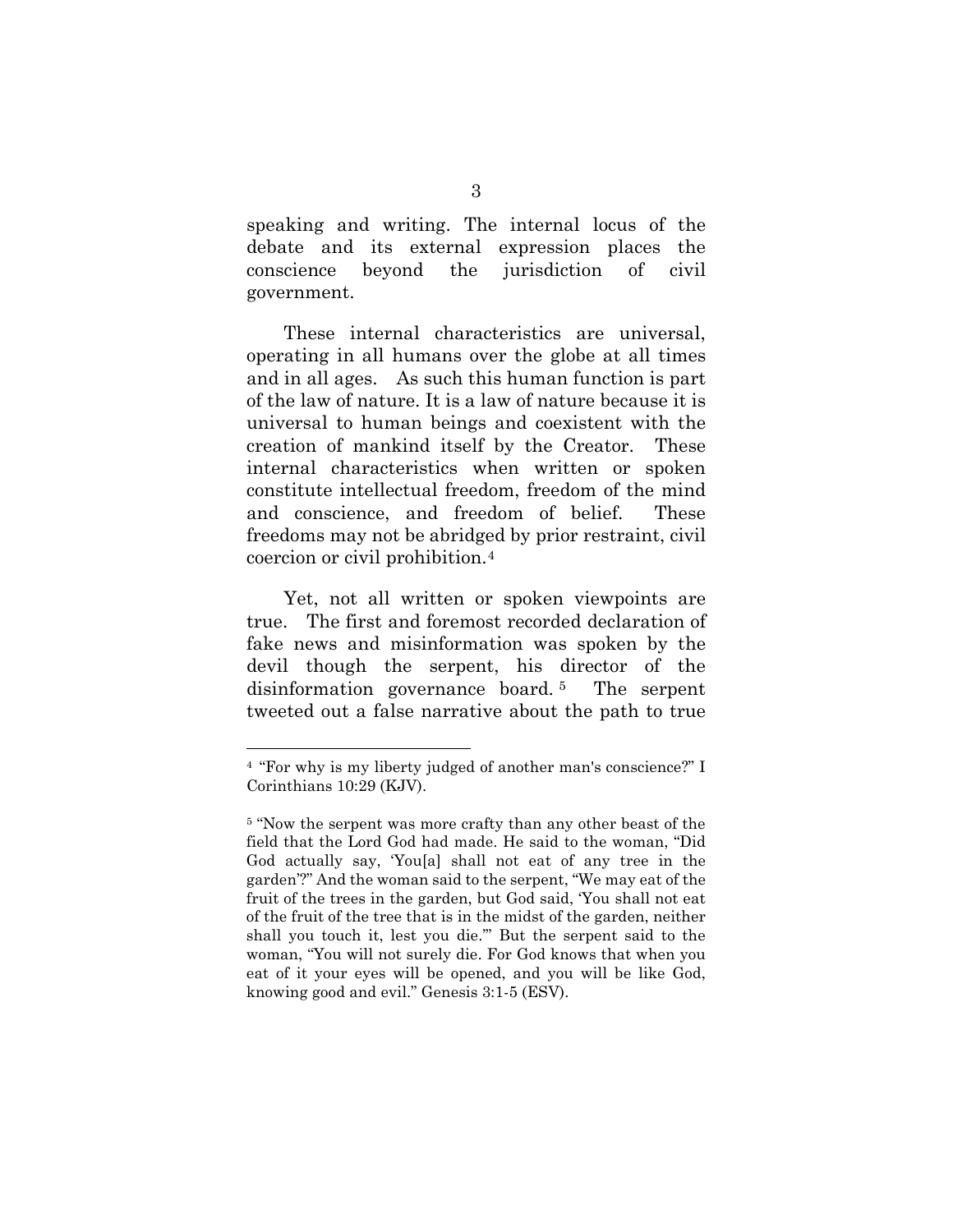speaking and writing. The internal locus of the debate and its external expression places the conscience beyond the jurisdiction of civil government.

These internal characteristics are universal, operating in all humans over the globe at all times and in all ages. As such this human function is part of the law of nature. It is a law of nature because it is universal to human beings and coexistent with the creation of mankind itself by the Creator. These internal characteristics when written or spoken constitute intellectual freedom, freedom of the mind and conscience, and freedom of belief. These freedoms may not be abridged by prior restraint, civil coercion or civil prohibition.[4]

Yet, not all written or spoken viewpoints are true. The first and foremost recorded declaration of fake news and misinformation was spoken by the devil though the serpent, his director of the disinformation governance board.[5] The serpent tweeted out a false narrative about the path to true

---

[4] "For why is my liberty judged of another man's conscience?" I Corinthians 10:29 (KJV).

[5] "Now the serpent was more crafty than any other beast of the field that the Lord God had made. He said to the woman, "Did God actually say, 'You[a] shall not eat of any tree in the garden'?" And the woman said to the serpent, "We may eat of the fruit of the trees in the garden, but God said, 'You shall not eat of the fruit of the tree that is in the midst of the garden, neither shall you touch it, lest you die.'" But the serpent said to the woman, "You will not surely die. For God knows that when you eat of it your eyes will be opened, and you will be like God, knowing good and evil." Genesis 3:1-5 (ESV).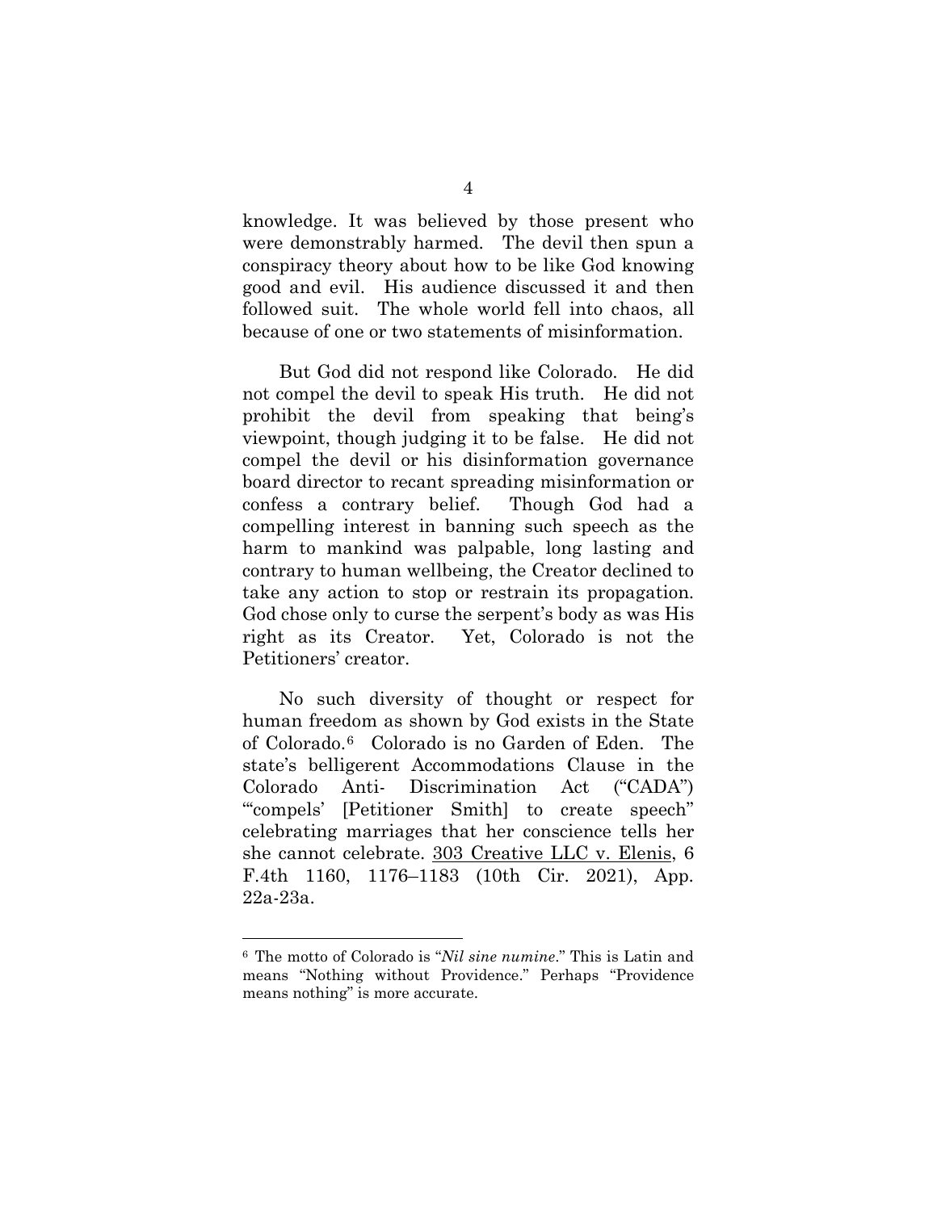knowledge. It was believed by those present who were demonstrably harmed. The devil then spun a conspiracy theory about how to be like God knowing good and evil. His audience discussed it and then followed suit. The whole world fell into chaos, all because of one or two statements of misinformation.

But God did not respond like Colorado. He did not compel the devil to speak His truth. He did not prohibit the devil from speaking that being's viewpoint, though judging it to be false. He did not compel the devil or his disinformation governance board director to recant spreading misinformation or confess a contrary belief. Though God had a compelling interest in banning such speech as the harm to mankind was palpable, long lasting and contrary to human wellbeing, the Creator declined to take any action to stop or restrain its propagation. God chose only to curse the serpent's body as was His right as its Creator. Yet, Colorado is not the Petitioners' creator.

No such diversity of thought or respect for human freedom as shown by God exists in the State of Colorado.[6] Colorado is no Garden of Eden. The state's belligerent Accommodations Clause in the Colorado Anti- Discrimination Act ("CADA") "'compels' [Petitioner Smith] to create speech" celebrating marriages that her conscience tells her she cannot celebrate. 303 Creative LLC v. Elenis, 6 F.4th 1160, 1176–1183 (10th Cir. 2021), App. 22a-23a.

---

[6] The motto of Colorado is "*Nil sine numine*." This is Latin and means "Nothing without Providence." Perhaps "Providence means nothing" is more accurate.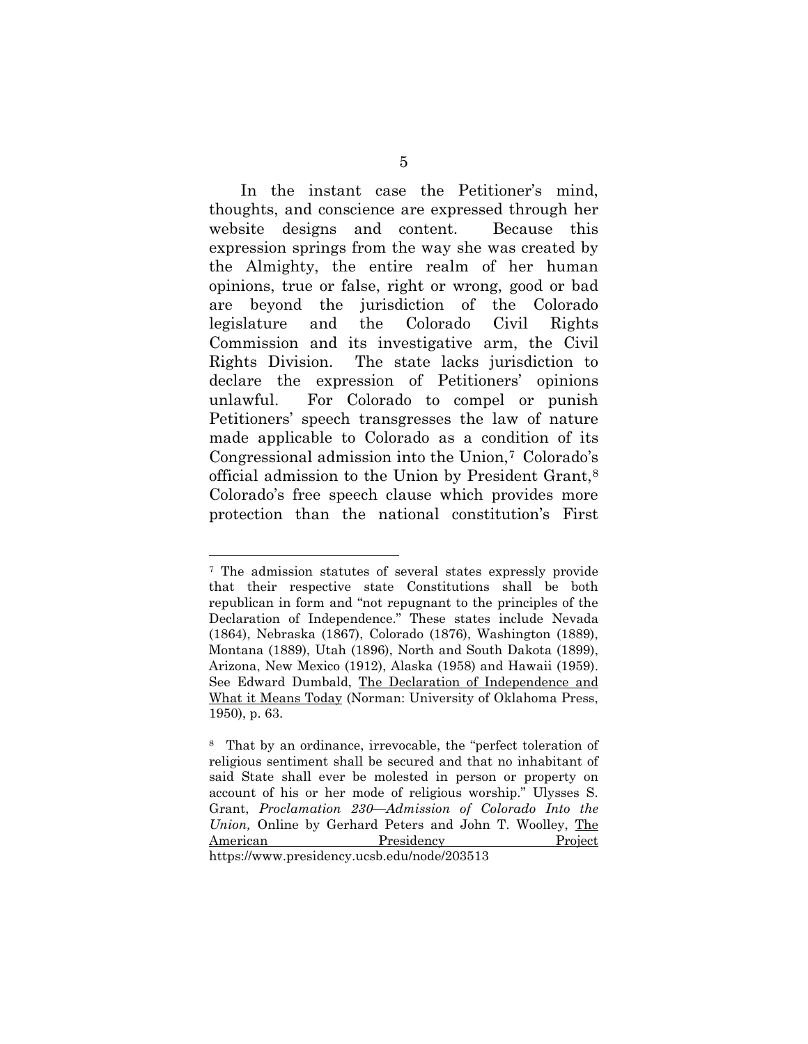In the instant case the Petitioner's mind, thoughts, and conscience are expressed through her website designs and content. Because this expression springs from the way she was created by the Almighty, the entire realm of her human opinions, true or false, right or wrong, good or bad are beyond the jurisdiction of the Colorado legislature and the Colorado Civil Rights Commission and its investigative arm, the Civil Rights Division. The state lacks jurisdiction to declare the expression of Petitioners' opinions unlawful. For Colorado to compel or punish Petitioners' speech transgresses the law of nature made applicable to Colorado as a condition of its Congressional admission into the Union,[7] Colorado's official admission to the Union by President Grant,[8] Colorado's free speech clause which provides more protection than the national constitution's First

---

[7] The admission statutes of several states expressly provide that their respective state Constitutions shall be both republican in form and "not repugnant to the principles of the Declaration of Independence." These states include Nevada (1864), Nebraska (1867), Colorado (1876), Washington (1889), Montana (1889), Utah (1896), North and South Dakota (1899), Arizona, New Mexico (1912), Alaska (1958) and Hawaii (1959). See Edward Dumbald, The Declaration of Independence and What it Means Today (Norman: University of Oklahoma Press, 1950), p. 63.

[8] That by an ordinance, irrevocable, the "perfect toleration of religious sentiment shall be secured and that no inhabitant of said State shall ever be molested in person or property on account of his or her mode of religious worship." Ulysses S. Grant, *Proclamation 230—Admission of Colorado Into the Union,* Online by Gerhard Peters and John T. Woolley, The American Presidency Project https://www.presidency.ucsb.edu/node/203513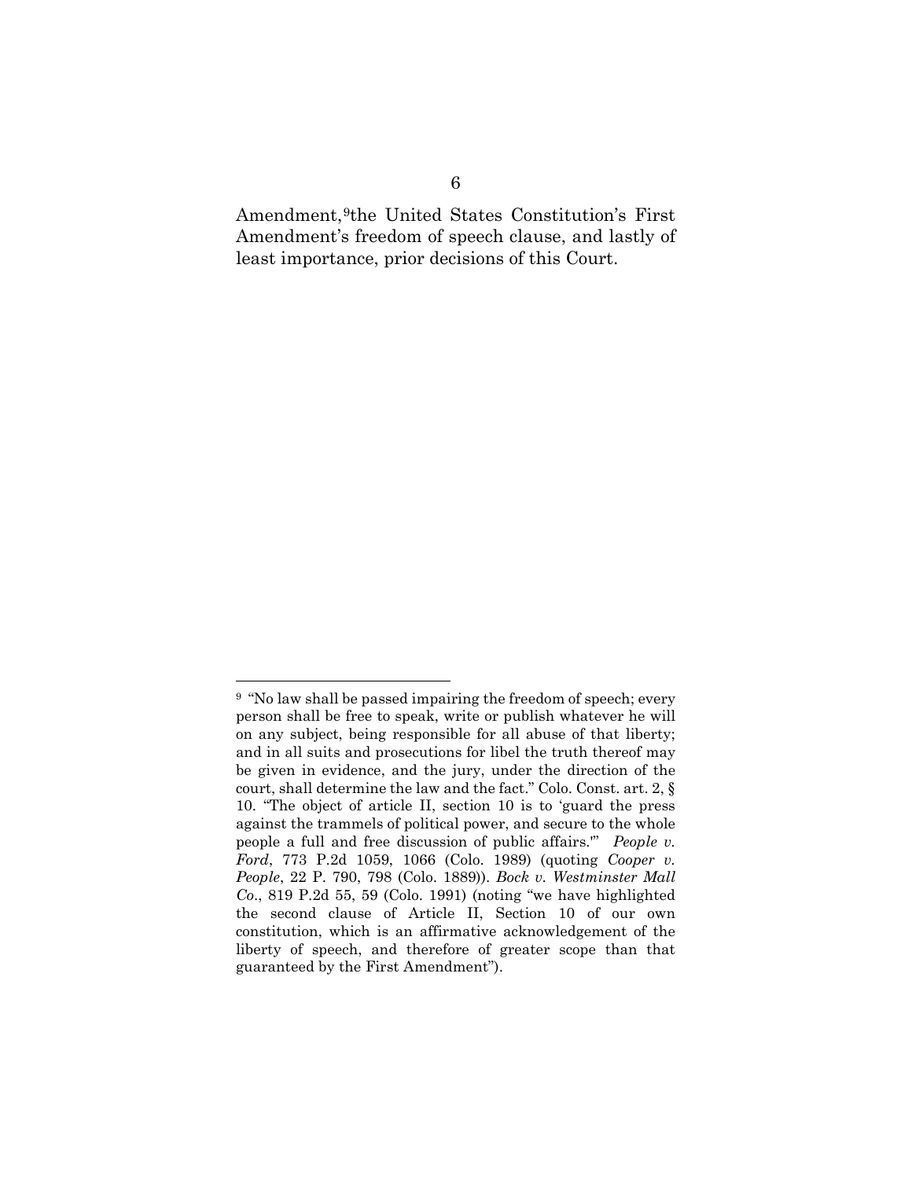Amendment,[9] the United States Constitution's First Amendment's freedom of speech clause, and lastly of least importance, prior decisions of this Court.

---

[9] "No law shall be passed impairing the freedom of speech; every person shall be free to speak, write or publish whatever he will on any subject, being responsible for all abuse of that liberty; and in all suits and prosecutions for libel the truth thereof may be given in evidence, and the jury, under the direction of the court, shall determine the law and the fact." Colo. Const. art. 2, § 10. "The object of article II, section 10 is to 'guard the press against the trammels of political power, and secure to the whole people a full and free discussion of public affairs.'" *People v. Ford*, 773 P.2d 1059, 1066 (Colo. 1989) (quoting *Cooper v. People*, 22 P. 790, 798 (Colo. 1889)). *Bock v. Westminster Mall Co.*, 819 P.2d 55, 59 (Colo. 1991) (noting "we have highlighted the second clause of Article II, Section 10 of our own constitution, which is an affirmative acknowledgement of the liberty of speech, and therefore of greater scope than that guaranteed by the First Amendment").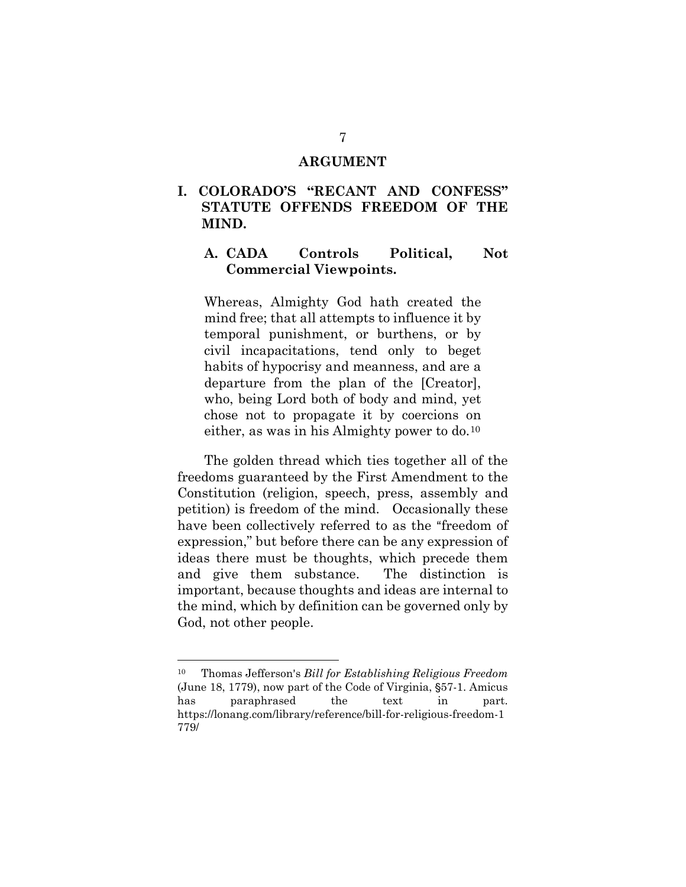## ARGUMENT

### I. COLORADO'S "RECANT AND CONFESS" STATUTE OFFENDS FREEDOM OF THE MIND.

#### A. CADA Controls Political, Not Commercial Viewpoints.

> Whereas, Almighty God hath created the mind free; that all attempts to influence it by temporal punishment, or burthens, or by civil incapacitations, tend only to beget habits of hypocrisy and meanness, and are a departure from the plan of the [Creator], who, being Lord both of body and mind, yet chose not to propagate it by coercions on either, as was in his Almighty power to do.[10]

The golden thread which ties together all of the freedoms guaranteed by the First Amendment to the Constitution (religion, speech, press, assembly and petition) is freedom of the mind. Occasionally these have been collectively referred to as the "freedom of expression," but before there can be any expression of ideas there must be thoughts, which precede them and give them substance. The distinction is important, because thoughts and ideas are internal to the mind, which by definition can be governed only by God, not other people.

---

[10] Thomas Jefferson's *Bill for Establishing Religious Freedom* (June 18, 1779), now part of the Code of Virginia, §57-1. Amicus has paraphrased the text in part. https://lonang.com/library/reference/bill-for-religious-freedom-1779/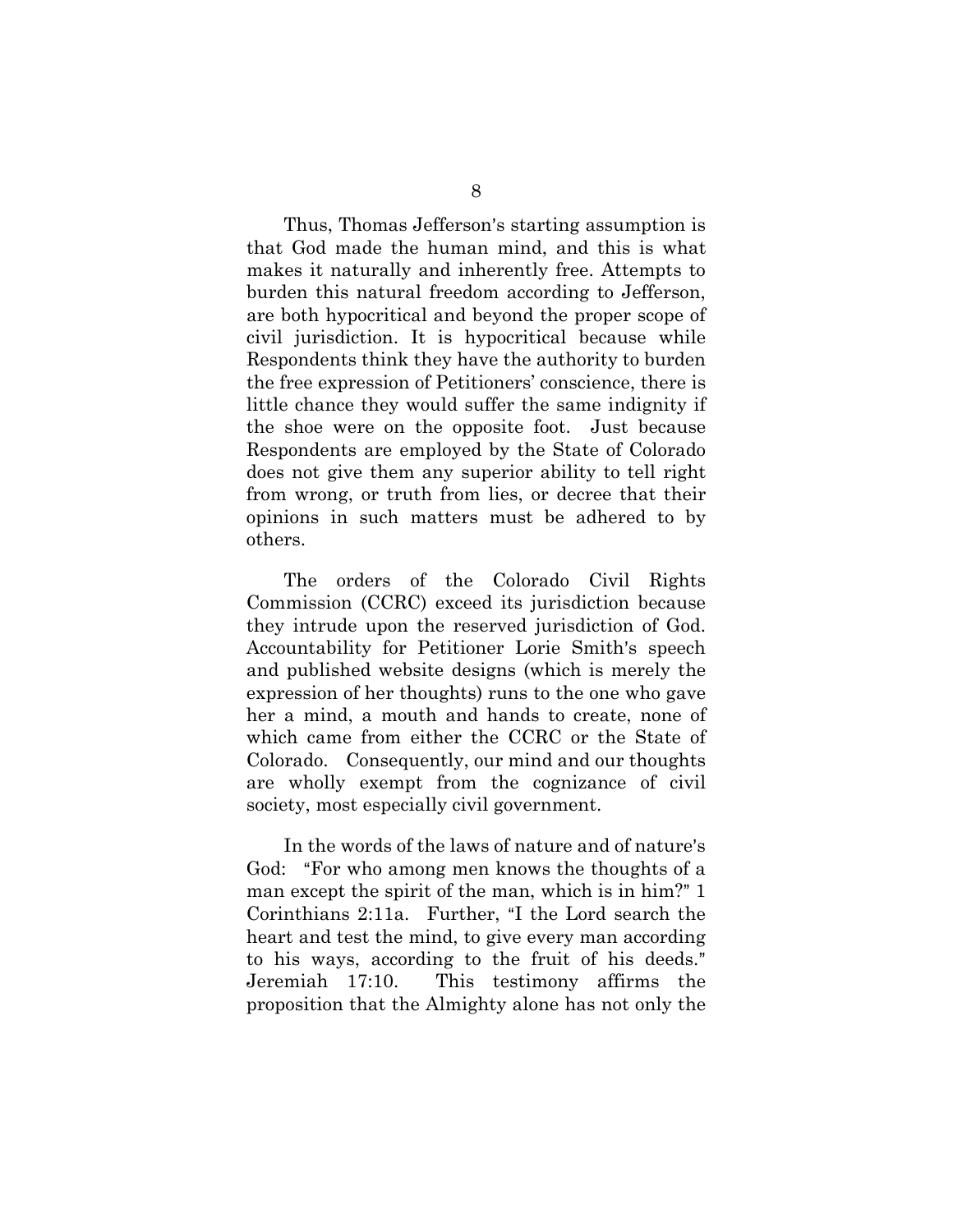Thus, Thomas Jefferson's starting assumption is that God made the human mind, and this is what makes it naturally and inherently free. Attempts to burden this natural freedom according to Jefferson, are both hypocritical and beyond the proper scope of civil jurisdiction. It is hypocritical because while Respondents think they have the authority to burden the free expression of Petitioners' conscience, there is little chance they would suffer the same indignity if the shoe were on the opposite foot. Just because Respondents are employed by the State of Colorado does not give them any superior ability to tell right from wrong, or truth from lies, or decree that their opinions in such matters must be adhered to by others.

The orders of the Colorado Civil Rights Commission (CCRC) exceed its jurisdiction because they intrude upon the reserved jurisdiction of God. Accountability for Petitioner Lorie Smith's speech and published website designs (which is merely the expression of her thoughts) runs to the one who gave her a mind, a mouth and hands to create, none of which came from either the CCRC or the State of Colorado. Consequently, our mind and our thoughts are wholly exempt from the cognizance of civil society, most especially civil government.

In the words of the laws of nature and of nature's God: "For who among men knows the thoughts of a man except the spirit of the man, which is in him?" 1 Corinthians 2:11a. Further, "I the Lord search the heart and test the mind, to give every man according to his ways, according to the fruit of his deeds." Jeremiah 17:10. This testimony affirms the proposition that the Almighty alone has not only the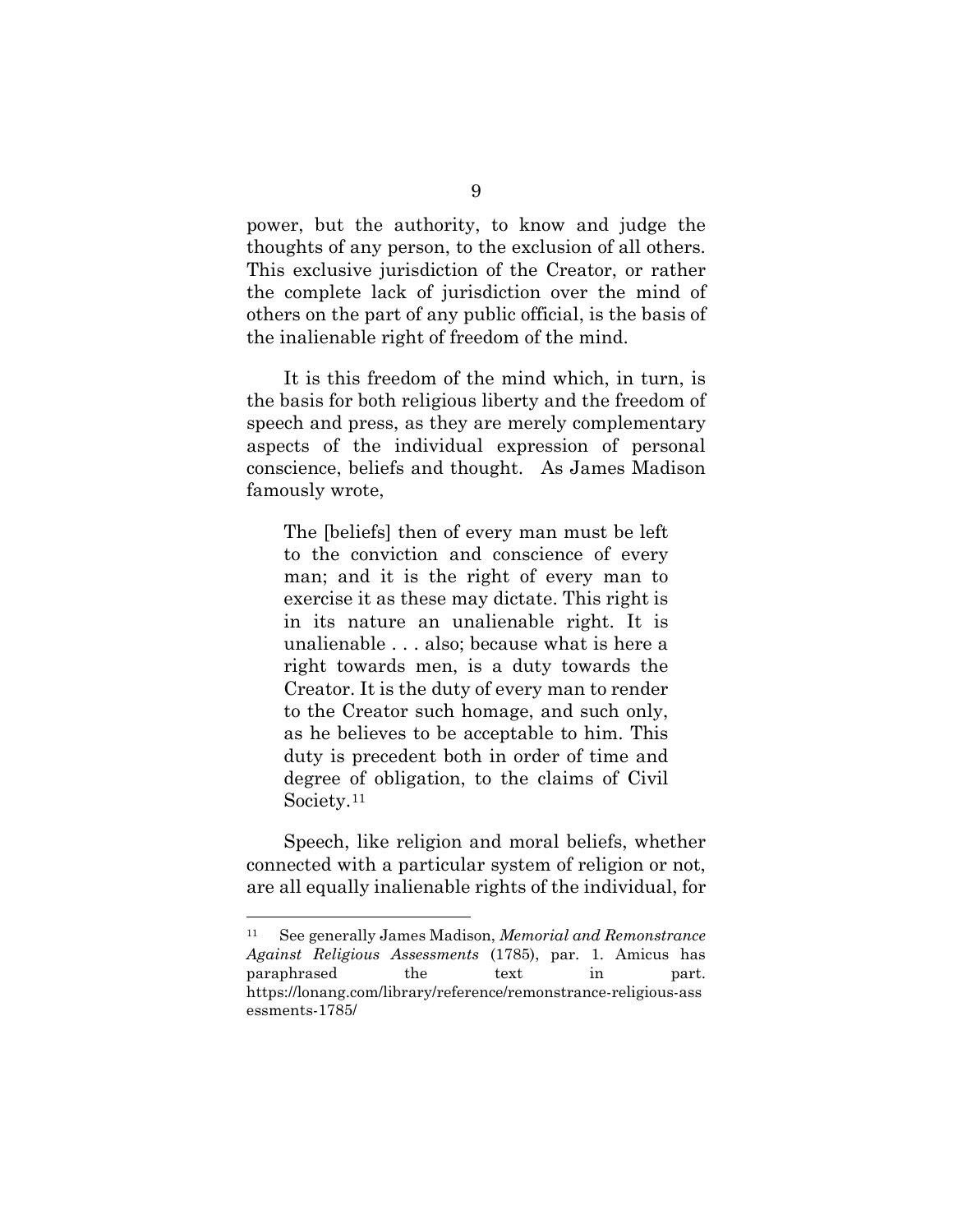power, but the authority, to know and judge the thoughts of any person, to the exclusion of all others. This exclusive jurisdiction of the Creator, or rather the complete lack of jurisdiction over the mind of others on the part of any public official, is the basis of the inalienable right of freedom of the mind.

It is this freedom of the mind which, in turn, is the basis for both religious liberty and the freedom of speech and press, as they are merely complementary aspects of the individual expression of personal conscience, beliefs and thought. As James Madison famously wrote,

> The [beliefs] then of every man must be left to the conviction and conscience of every man; and it is the right of every man to exercise it as these may dictate. This right is in its nature an unalienable right. It is unalienable . . . also; because what is here a right towards men, is a duty towards the Creator. It is the duty of every man to render to the Creator such homage, and such only, as he believes to be acceptable to him. This duty is precedent both in order of time and degree of obligation, to the claims of Civil Society.[11]

Speech, like religion and moral beliefs, whether connected with a particular system of religion or not, are all equally inalienable rights of the individual, for

---

[11] See generally James Madison, *Memorial and Remonstrance Against Religious Assessments* (1785), par. 1. Amicus has paraphrased the text in part. https://lonang.com/library/reference/remonstrance-religious-assessments-1785/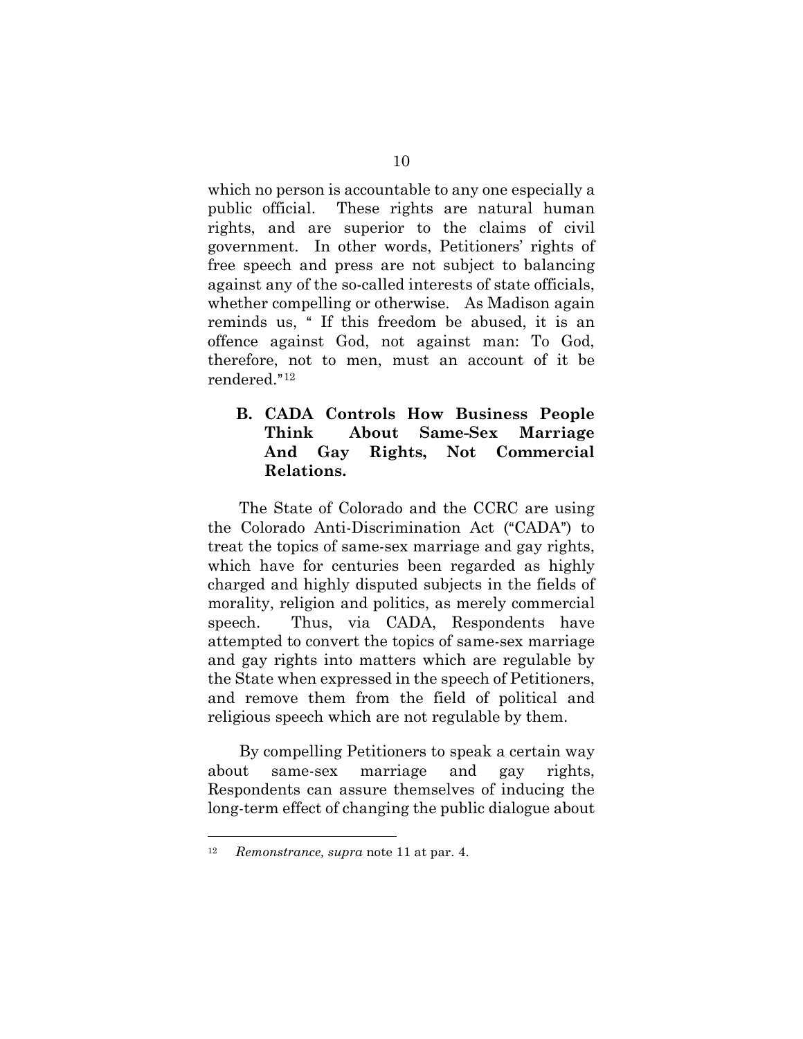which no person is accountable to any one especially a public official. These rights are natural human rights, and are superior to the claims of civil government. In other words, Petitioners' rights of free speech and press are not subject to balancing against any of the so-called interests of state officials, whether compelling or otherwise. As Madison again reminds us, " If this freedom be abused, it is an offence against God, not against man: To God, therefore, not to men, must an account of it be rendered."[12]

### B. CADA Controls How Business People Think About Same-Sex Marriage And Gay Rights, Not Commercial Relations.

The State of Colorado and the CCRC are using the Colorado Anti-Discrimination Act ("CADA") to treat the topics of same-sex marriage and gay rights, which have for centuries been regarded as highly charged and highly disputed subjects in the fields of morality, religion and politics, as merely commercial speech. Thus, via CADA, Respondents have attempted to convert the topics of same-sex marriage and gay rights into matters which are regulable by the State when expressed in the speech of Petitioners, and remove them from the field of political and religious speech which are not regulable by them.

By compelling Petitioners to speak a certain way about same-sex marriage and gay rights, Respondents can assure themselves of inducing the long-term effect of changing the public dialogue about

---

[12] *Remonstrance, supra* note 11 at par. 4.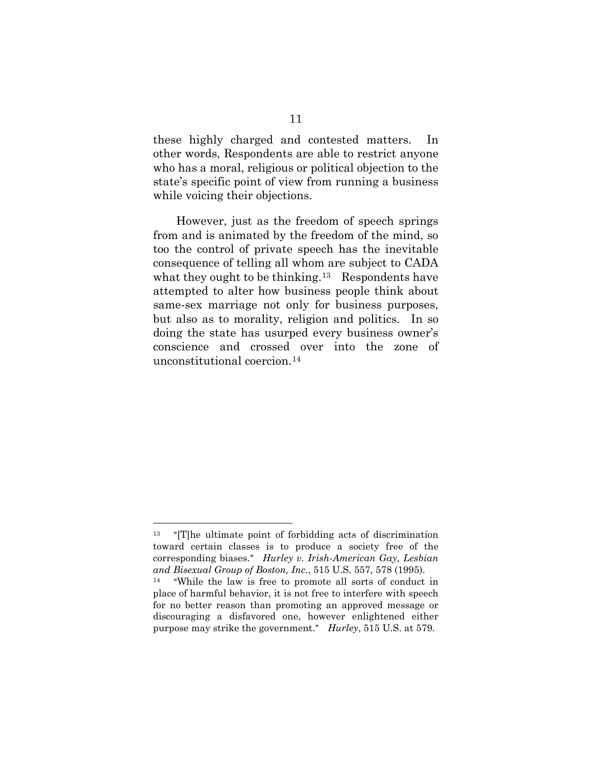these highly charged and contested matters. In other words, Respondents are able to restrict anyone who has a moral, religious or political objection to the state's specific point of view from running a business while voicing their objections.

However, just as the freedom of speech springs from and is animated by the freedom of the mind, so too the control of private speech has the inevitable consequence of telling all whom are subject to CADA what they ought to be thinking.[13] Respondents have attempted to alter how business people think about same-sex marriage not only for business purposes, but also as to morality, religion and politics. In so doing the state has usurped every business owner's conscience and crossed over into the zone of unconstitutional coercion.[14]

---

[13] "[T]he ultimate point of forbidding acts of discrimination toward certain classes is to produce a society free of the corresponding biases." *Hurley v. Irish-American Gay, Lesbian and Bisexual Group of Boston, Inc.*, 515 U.S. 557, 578 (1995).

[14] "While the law is free to promote all sorts of conduct in place of harmful behavior, it is not free to interfere with speech for no better reason than promoting an approved message or discouraging a disfavored one, however enlightened either purpose may strike the government." *Hurley*, 515 U.S. at 579.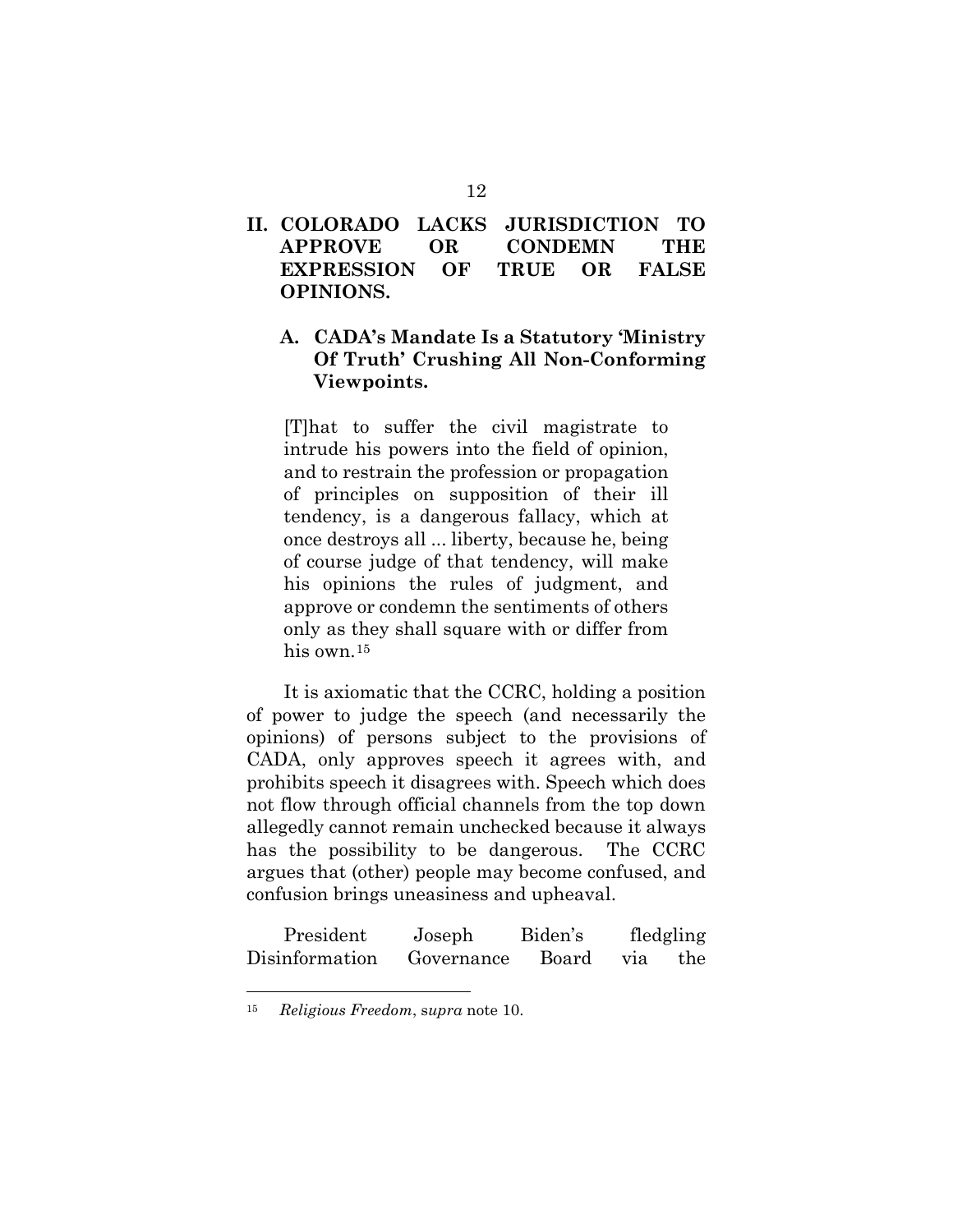## II. COLORADO LACKS JURISDICTION TO APPROVE OR CONDEMN THE EXPRESSION OF TRUE OR FALSE OPINIONS.

### A. CADA's Mandate Is a Statutory 'Ministry Of Truth' Crushing All Non-Conforming Viewpoints.

> [T]hat to suffer the civil magistrate to intrude his powers into the field of opinion, and to restrain the profession or propagation of principles on supposition of their ill tendency, is a dangerous fallacy, which at once destroys all ... liberty, because he, being of course judge of that tendency, will make his opinions the rules of judgment, and approve or condemn the sentiments of others only as they shall square with or differ from his own.[15]

It is axiomatic that the CCRC, holding a position of power to judge the speech (and necessarily the opinions) of persons subject to the provisions of CADA, only approves speech it agrees with, and prohibits speech it disagrees with. Speech which does not flow through official channels from the top down allegedly cannot remain unchecked because it always has the possibility to be dangerous. The CCRC argues that (other) people may become confused, and confusion brings uneasiness and upheaval.

President Joseph Biden's fledgling Disinformation Governance Board via the

---

[15] *Religious Freedom*, *supra* note 10.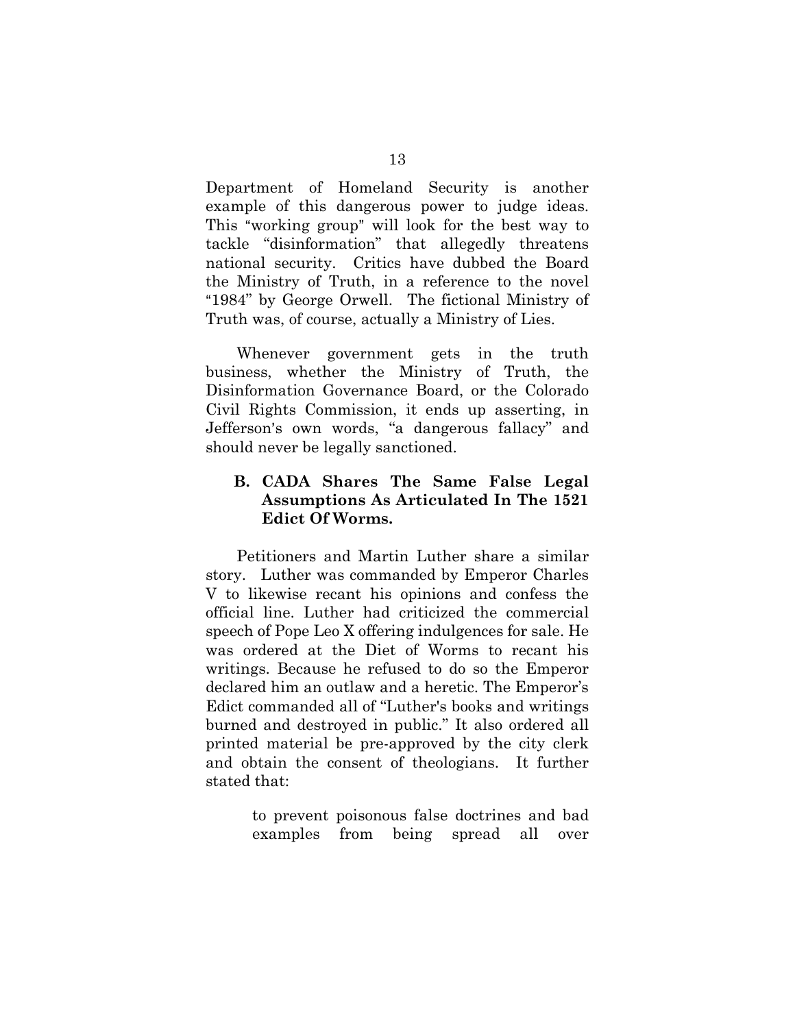Department of Homeland Security is another example of this dangerous power to judge ideas. This "working group" will look for the best way to tackle "disinformation" that allegedly threatens national security. Critics have dubbed the Board the Ministry of Truth, in a reference to the novel "1984" by George Orwell. The fictional Ministry of Truth was, of course, actually a Ministry of Lies.

Whenever government gets in the truth business, whether the Ministry of Truth, the Disinformation Governance Board, or the Colorado Civil Rights Commission, it ends up asserting, in Jefferson's own words, "a dangerous fallacy" and should never be legally sanctioned.

### B. CADA Shares The Same False Legal Assumptions As Articulated In The 1521 Edict Of Worms.

Petitioners and Martin Luther share a similar story. Luther was commanded by Emperor Charles V to likewise recant his opinions and confess the official line. Luther had criticized the commercial speech of Pope Leo X offering indulgences for sale. He was ordered at the Diet of Worms to recant his writings. Because he refused to do so the Emperor declared him an outlaw and a heretic. The Emperor's Edict commanded all of "Luther's books and writings burned and destroyed in public." It also ordered all printed material be pre-approved by the city clerk and obtain the consent of theologians. It further stated that:

> to prevent poisonous false doctrines and bad examples from being spread all over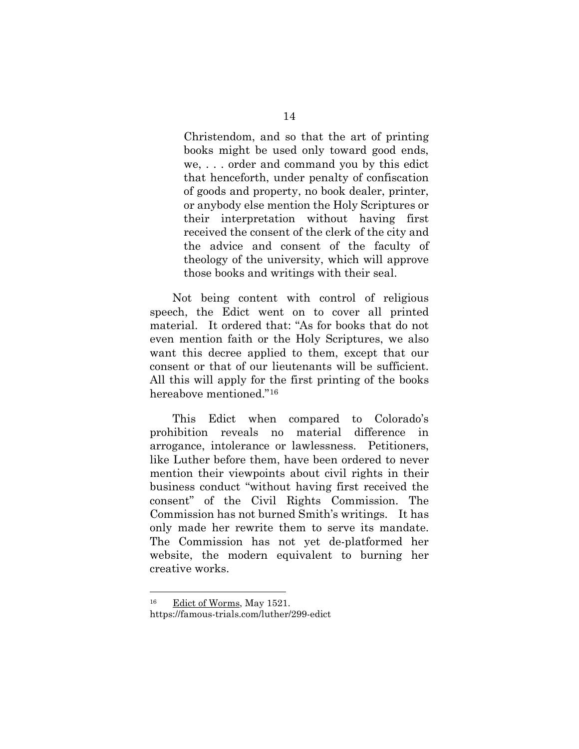> Christendom, and so that the art of printing books might be used only toward good ends, we, . . . order and command you by this edict that henceforth, under penalty of confiscation of goods and property, no book dealer, printer, or anybody else mention the Holy Scriptures or their interpretation without having first received the consent of the clerk of the city and the advice and consent of the faculty of theology of the university, which will approve those books and writings with their seal.

Not being content with control of religious speech, the Edict went on to cover all printed material. It ordered that: "As for books that do not even mention faith or the Holy Scriptures, we also want this decree applied to them, except that our consent or that of our lieutenants will be sufficient. All this will apply for the first printing of the books hereabove mentioned."[16]

This Edict when compared to Colorado's prohibition reveals no material difference in arrogance, intolerance or lawlessness. Petitioners, like Luther before them, have been ordered to never mention their viewpoints about civil rights in their business conduct "without having first received the consent" of the Civil Rights Commission. The Commission has not burned Smith's writings. It has only made her rewrite them to serve its mandate. The Commission has not yet de-platformed her website, the modern equivalent to burning her creative works.

---

[16] Edict of Worms, May 1521. https://famous-trials.com/luther/299-edict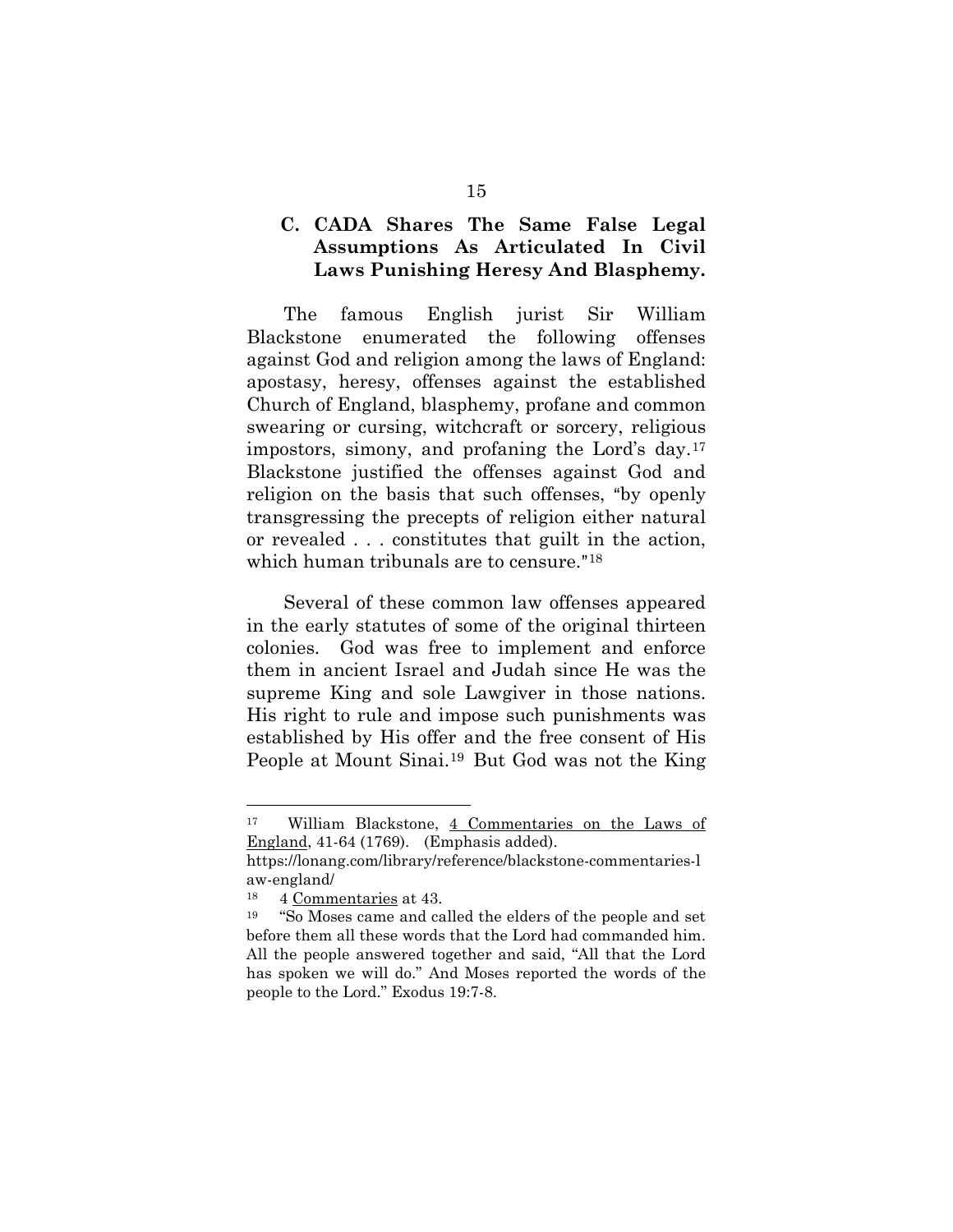### C. CADA Shares The Same False Legal Assumptions As Articulated In Civil Laws Punishing Heresy And Blasphemy.

The famous English jurist Sir William Blackstone enumerated the following offenses against God and religion among the laws of England: apostasy, heresy, offenses against the established Church of England, blasphemy, profane and common swearing or cursing, witchcraft or sorcery, religious impostors, simony, and profaning the Lord's day.[17] Blackstone justified the offenses against God and religion on the basis that such offenses, "by openly transgressing the precepts of religion either natural or revealed . . . constitutes that guilt in the action, which human tribunals are to censure."[18]

Several of these common law offenses appeared in the early statutes of some of the original thirteen colonies. God was free to implement and enforce them in ancient Israel and Judah since He was the supreme King and sole Lawgiver in those nations. His right to rule and impose such punishments was established by His offer and the free consent of His People at Mount Sinai.[19] But God was not the King

---

[17] William Blackstone, 4 Commentaries on the Laws of England, 41-64 (1769). (Emphasis added). https://lonang.com/library/reference/blackstone-commentaries-law-england/

[18] 4 Commentaries at 43.

[19] "So Moses came and called the elders of the people and set before them all these words that the Lord had commanded him. All the people answered together and said, "All that the Lord has spoken we will do." And Moses reported the words of the people to the Lord." Exodus 19:7-8.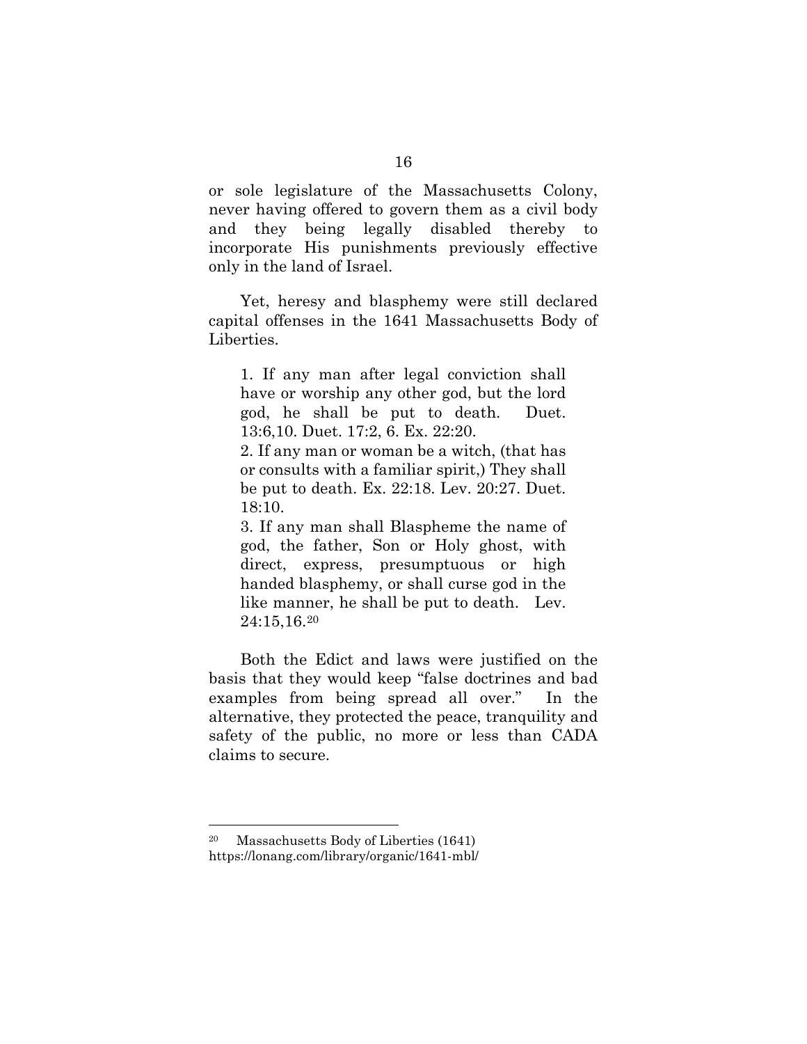or sole legislature of the Massachusetts Colony, never having offered to govern them as a civil body and they being legally disabled thereby to incorporate His punishments previously effective only in the land of Israel.

Yet, heresy and blasphemy were still declared capital offenses in the 1641 Massachusetts Body of Liberties.

> 1. If any man after legal conviction shall have or worship any other god, but the lord god, he shall be put to death. Duet. 13:6,10. Duet. 17:2, 6. Ex. 22:20.
> 2. If any man or woman be a witch, (that has or consults with a familiar spirit,) They shall be put to death. Ex. 22:18. Lev. 20:27. Duet. 18:10.
> 3. If any man shall Blaspheme the name of god, the father, Son or Holy ghost, with direct, express, presumptuous or high handed blasphemy, or shall curse god in the like manner, he shall be put to death. Lev. 24:15,16.[20]

Both the Edict and laws were justified on the basis that they would keep "false doctrines and bad examples from being spread all over." In the alternative, they protected the peace, tranquility and safety of the public, no more or less than CADA claims to secure.

[20] Massachusetts Body of Liberties (1641) https://lonang.com/library/organic/1641-mbl/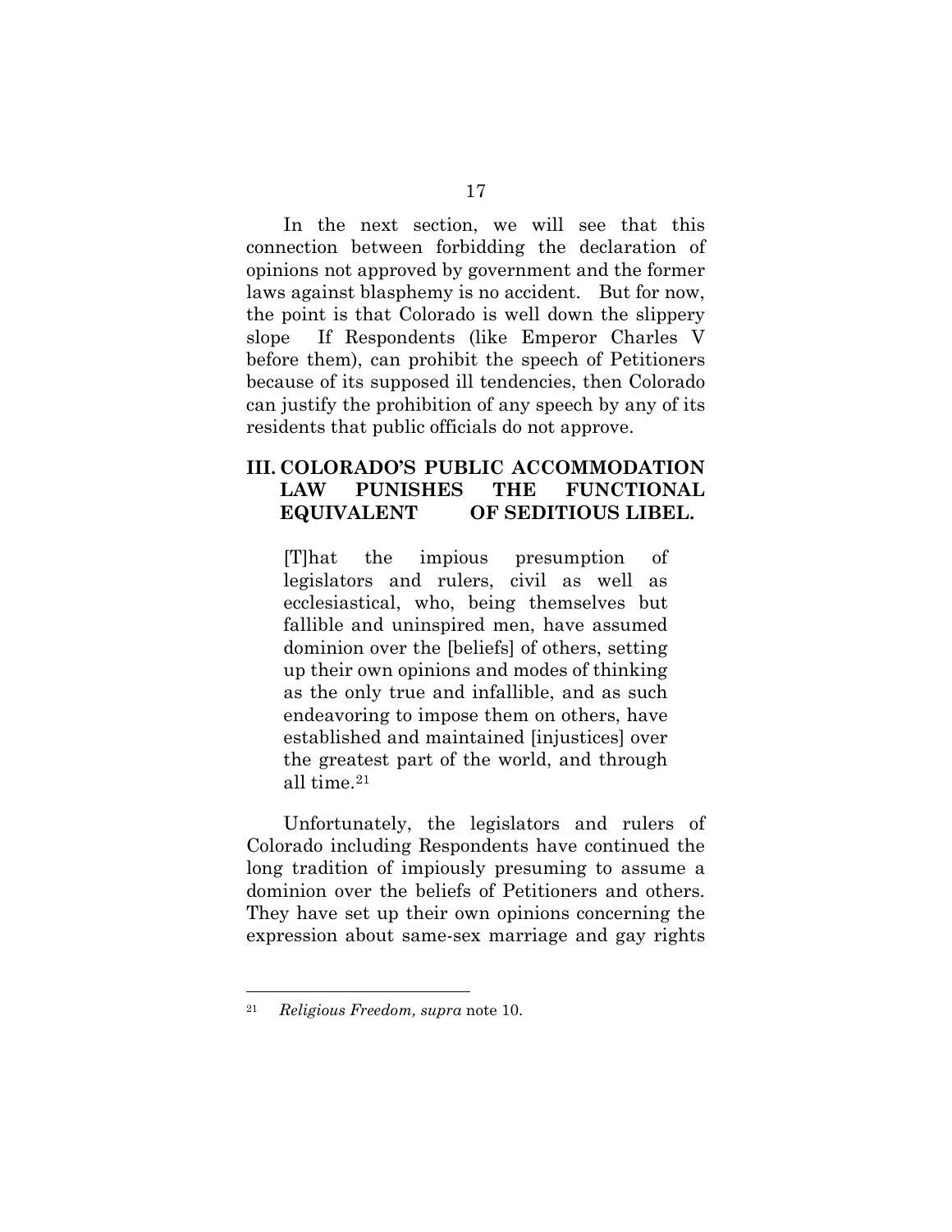In the next section, we will see that this connection between forbidding the declaration of opinions not approved by government and the former laws against blasphemy is no accident. But for now, the point is that Colorado is well down the slippery slope If Respondents (like Emperor Charles V before them), can prohibit the speech of Petitioners because of its supposed ill tendencies, then Colorado can justify the prohibition of any speech by any of its residents that public officials do not approve.

## III. COLORADO'S PUBLIC ACCOMMODATION LAW PUNISHES THE FUNCTIONAL EQUIVALENT OF SEDITIOUS LIBEL.

> [T]hat the impious presumption of legislators and rulers, civil as well as ecclesiastical, who, being themselves but fallible and uninspired men, have assumed dominion over the [beliefs] of others, setting up their own opinions and modes of thinking as the only true and infallible, and as such endeavoring to impose them on others, have established and maintained [injustices] over the greatest part of the world, and through all time.[21]

Unfortunately, the legislators and rulers of Colorado including Respondents have continued the long tradition of impiously presuming to assume a dominion over the beliefs of Petitioners and others. They have set up their own opinions concerning the expression about same-sex marriage and gay rights

---

[21] *Religious Freedom, supra* note 10.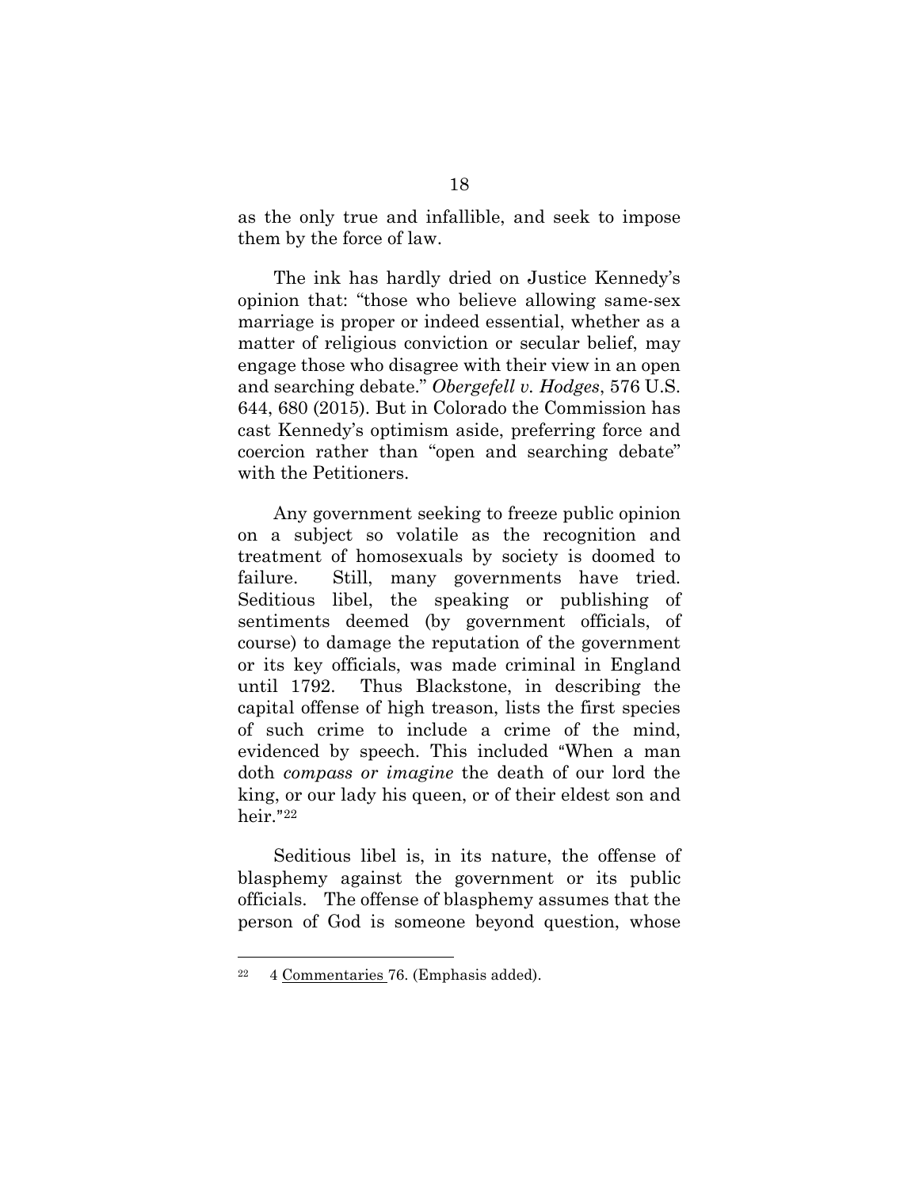as the only true and infallible, and seek to impose them by the force of law.

The ink has hardly dried on Justice Kennedy's opinion that: "those who believe allowing same-sex marriage is proper or indeed essential, whether as a matter of religious conviction or secular belief, may engage those who disagree with their view in an open and searching debate." *Obergefell v. Hodges*, 576 U.S. 644, 680 (2015). But in Colorado the Commission has cast Kennedy's optimism aside, preferring force and coercion rather than "open and searching debate" with the Petitioners.

Any government seeking to freeze public opinion on a subject so volatile as the recognition and treatment of homosexuals by society is doomed to failure. Still, many governments have tried. Seditious libel, the speaking or publishing of sentiments deemed (by government officials, of course) to damage the reputation of the government or its key officials, was made criminal in England until 1792. Thus Blackstone, in describing the capital offense of high treason, lists the first species of such crime to include a crime of the mind, evidenced by speech. This included "When a man doth *compass or imagine* the death of our lord the king, or our lady his queen, or of their eldest son and heir."[22]

Seditious libel is, in its nature, the offense of blasphemy against the government or its public officials. The offense of blasphemy assumes that the person of God is someone beyond question, whose

[22] 4 Commentaries 76. (Emphasis added).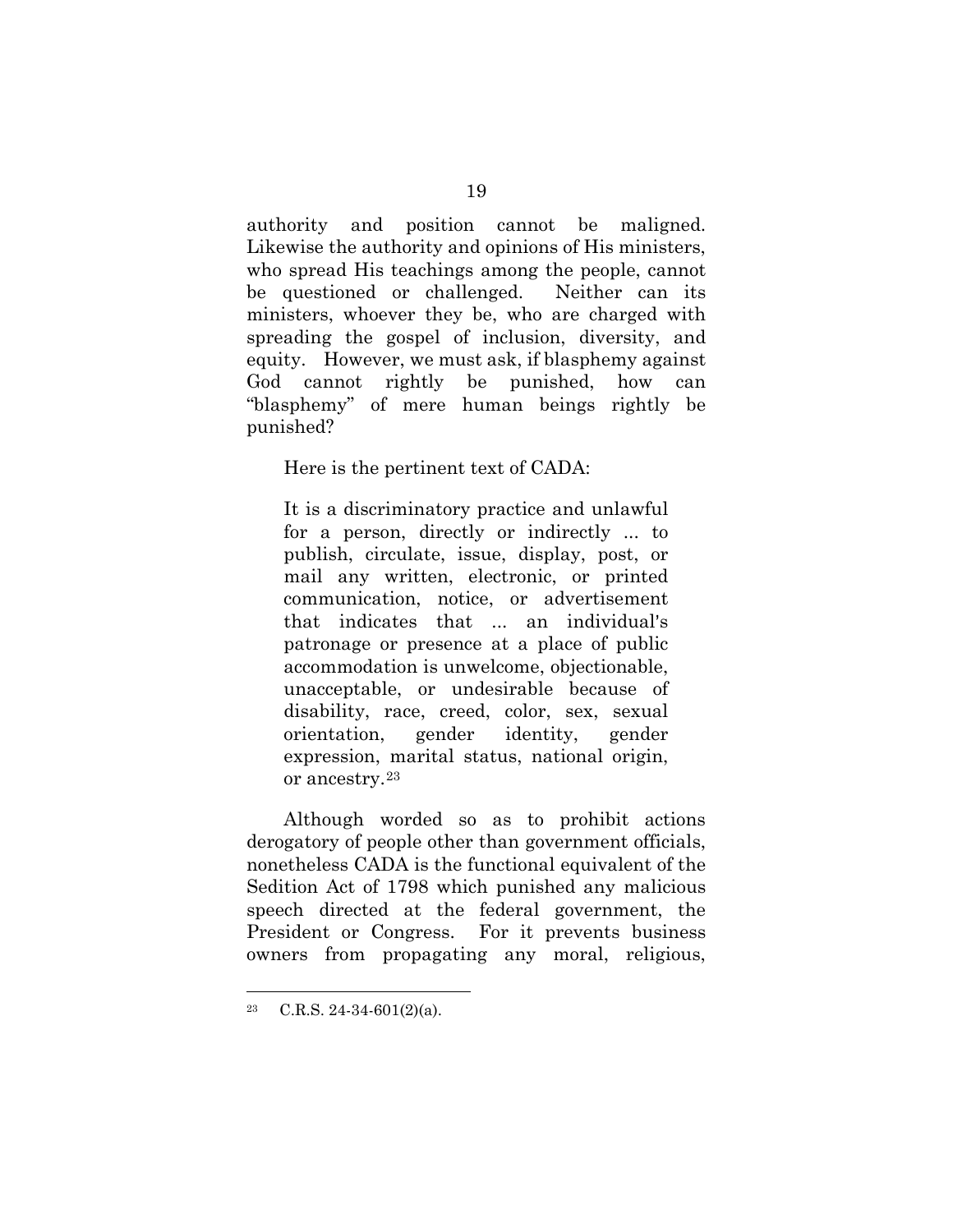authority and position cannot be maligned. Likewise the authority and opinions of His ministers, who spread His teachings among the people, cannot be questioned or challenged. Neither can its ministers, whoever they be, who are charged with spreading the gospel of inclusion, diversity, and equity. However, we must ask, if blasphemy against God cannot rightly be punished, how can "blasphemy" of mere human beings rightly be punished?

Here is the pertinent text of CADA:

> It is a discriminatory practice and unlawful for a person, directly or indirectly ... to publish, circulate, issue, display, post, or mail any written, electronic, or printed communication, notice, or advertisement that indicates that ... an individual's patronage or presence at a place of public accommodation is unwelcome, objectionable, unacceptable, or undesirable because of disability, race, creed, color, sex, sexual orientation, gender identity, gender expression, marital status, national origin, or ancestry.[23]

Although worded so as to prohibit actions derogatory of people other than government officials, nonetheless CADA is the functional equivalent of the Sedition Act of 1798 which punished any malicious speech directed at the federal government, the President or Congress. For it prevents business owners from propagating any moral, religious,

---

[23] C.R.S. 24-34-601(2)(a).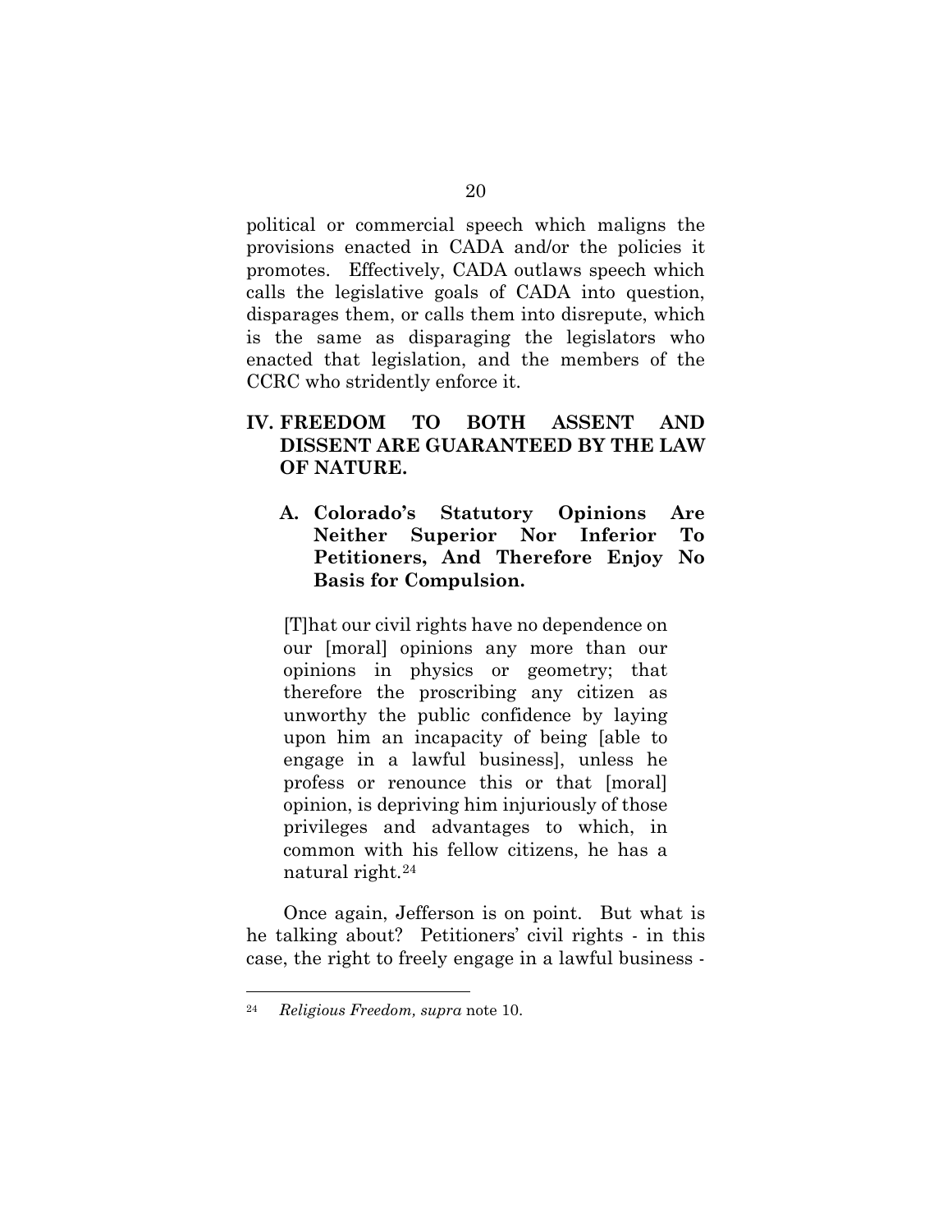political or commercial speech which maligns the provisions enacted in CADA and/or the policies it promotes. Effectively, CADA outlaws speech which calls the legislative goals of CADA into question, disparages them, or calls them into disrepute, which is the same as disparaging the legislators who enacted that legislation, and the members of the CCRC who stridently enforce it.

## IV. FREEDOM TO BOTH ASSENT AND DISSENT ARE GUARANTEED BY THE LAW OF NATURE.

### A. Colorado's Statutory Opinions Are Neither Superior Nor Inferior To Petitioners, And Therefore Enjoy No Basis for Compulsion.

> [T]hat our civil rights have no dependence on our [moral] opinions any more than our opinions in physics or geometry; that therefore the proscribing any citizen as unworthy the public confidence by laying upon him an incapacity of being [able to engage in a lawful business], unless he profess or renounce this or that [moral] opinion, is depriving him injuriously of those privileges and advantages to which, in common with his fellow citizens, he has a natural right.[24]

Once again, Jefferson is on point. But what is he talking about? Petitioners' civil rights - in this case, the right to freely engage in a lawful business -

---

[24] *Religious Freedom, supra* note 10.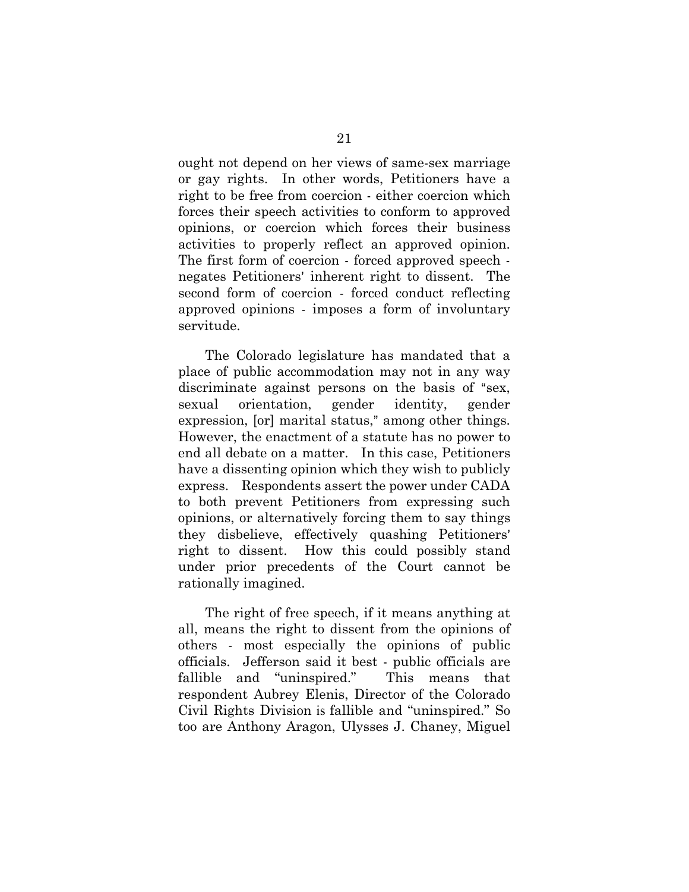ought not depend on her views of same-sex marriage or gay rights. In other words, Petitioners have a right to be free from coercion - either coercion which forces their speech activities to conform to approved opinions, or coercion which forces their business activities to properly reflect an approved opinion. The first form of coercion - forced approved speech - negates Petitioners' inherent right to dissent. The second form of coercion - forced conduct reflecting approved opinions - imposes a form of involuntary servitude.

The Colorado legislature has mandated that a place of public accommodation may not in any way discriminate against persons on the basis of "sex, sexual orientation, gender identity, gender expression, [or] marital status," among other things. However, the enactment of a statute has no power to end all debate on a matter. In this case, Petitioners have a dissenting opinion which they wish to publicly express. Respondents assert the power under CADA to both prevent Petitioners from expressing such opinions, or alternatively forcing them to say things they disbelieve, effectively quashing Petitioners' right to dissent. How this could possibly stand under prior precedents of the Court cannot be rationally imagined.

The right of free speech, if it means anything at all, means the right to dissent from the opinions of others - most especially the opinions of public officials. Jefferson said it best - public officials are fallible and "uninspired." This means that respondent Aubrey Elenis, Director of the Colorado Civil Rights Division is fallible and "uninspired." So too are Anthony Aragon, Ulysses J. Chaney, Miguel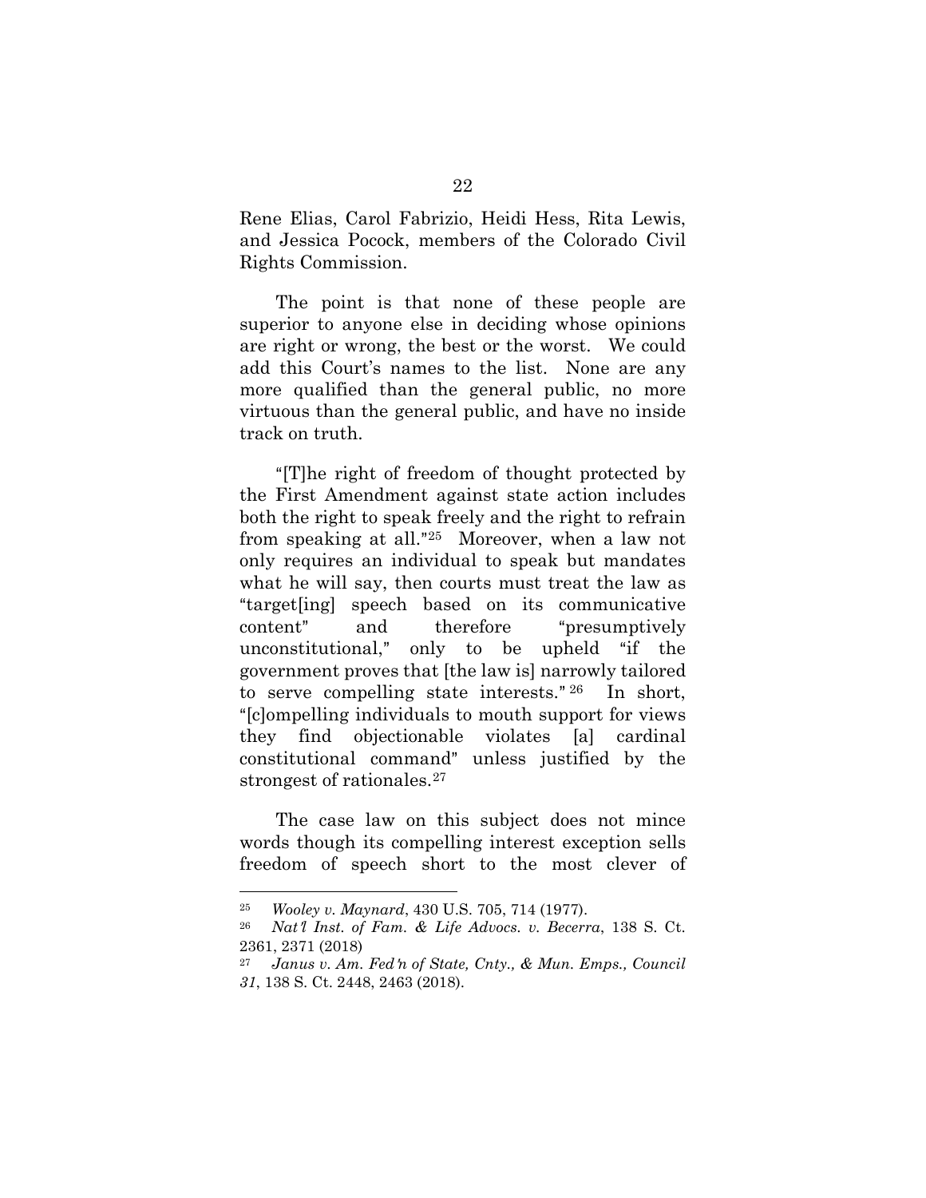Rene Elias, Carol Fabrizio, Heidi Hess, Rita Lewis, and Jessica Pocock, members of the Colorado Civil Rights Commission.

The point is that none of these people are superior to anyone else in deciding whose opinions are right or wrong, the best or the worst. We could add this Court's names to the list. None are any more qualified than the general public, no more virtuous than the general public, and have no inside track on truth.

"[T]he right of freedom of thought protected by the First Amendment against state action includes both the right to speak freely and the right to refrain from speaking at all."[25] Moreover, when a law not only requires an individual to speak but mandates what he will say, then courts must treat the law as "target[ing] speech based on its communicative content" and therefore "presumptively unconstitutional," only to be upheld "if the government proves that [the law is] narrowly tailored to serve compelling state interests."[26] In short, "[c]ompelling individuals to mouth support for views they find objectionable violates [a] cardinal constitutional command" unless justified by the strongest of rationales.[27]

The case law on this subject does not mince words though its compelling interest exception sells freedom of speech short to the most clever of

---

[25] *Wooley v. Maynard*, 430 U.S. 705, 714 (1977).

[26] *Nat'l Inst. of Fam. & Life Advocs. v. Becerra*, 138 S. Ct. 2361, 2371 (2018)

[27] *Janus v. Am. Fed'n of State, Cnty., & Mun. Emps., Council 31*, 138 S. Ct. 2448, 2463 (2018).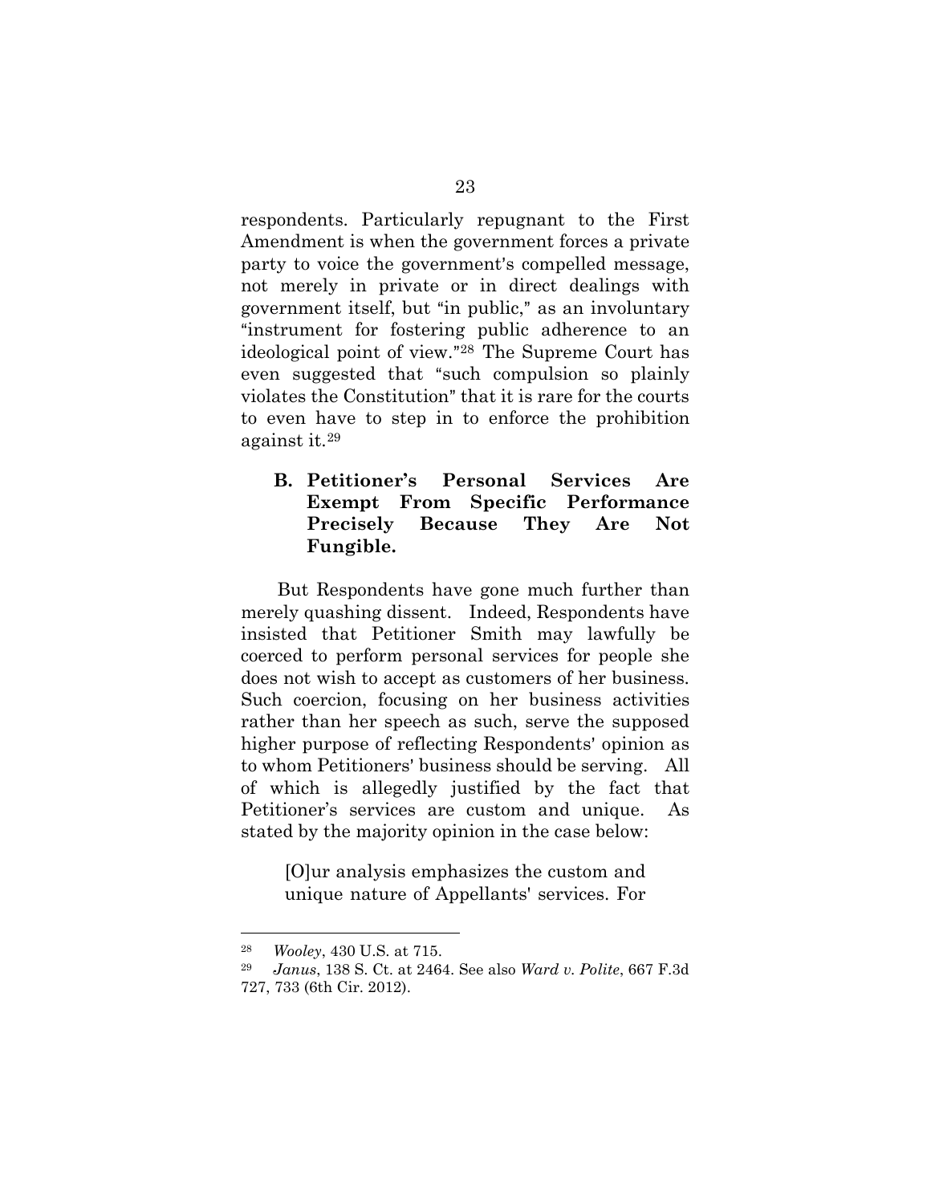respondents. Particularly repugnant to the First Amendment is when the government forces a private party to voice the government's compelled message, not merely in private or in direct dealings with government itself, but "in public," as an involuntary "instrument for fostering public adherence to an ideological point of view."[28] The Supreme Court has even suggested that "such compulsion so plainly violates the Constitution" that it is rare for the courts to even have to step in to enforce the prohibition against it.[29]

### B. Petitioner's Personal Services Are Exempt From Specific Performance Precisely Because They Are Not Fungible.

But Respondents have gone much further than merely quashing dissent. Indeed, Respondents have insisted that Petitioner Smith may lawfully be coerced to perform personal services for people she does not wish to accept as customers of her business. Such coercion, focusing on her business activities rather than her speech as such, serve the supposed higher purpose of reflecting Respondents' opinion as to whom Petitioners' business should be serving. All of which is allegedly justified by the fact that Petitioner's services are custom and unique. As stated by the majority opinion in the case below:

> [O]ur analysis emphasizes the custom and unique nature of Appellants' services. For

---

[28] *Wooley*, 430 U.S. at 715.

[29] *Janus*, 138 S. Ct. at 2464. See also *Ward v. Polite*, 667 F.3d 727, 733 (6th Cir. 2012).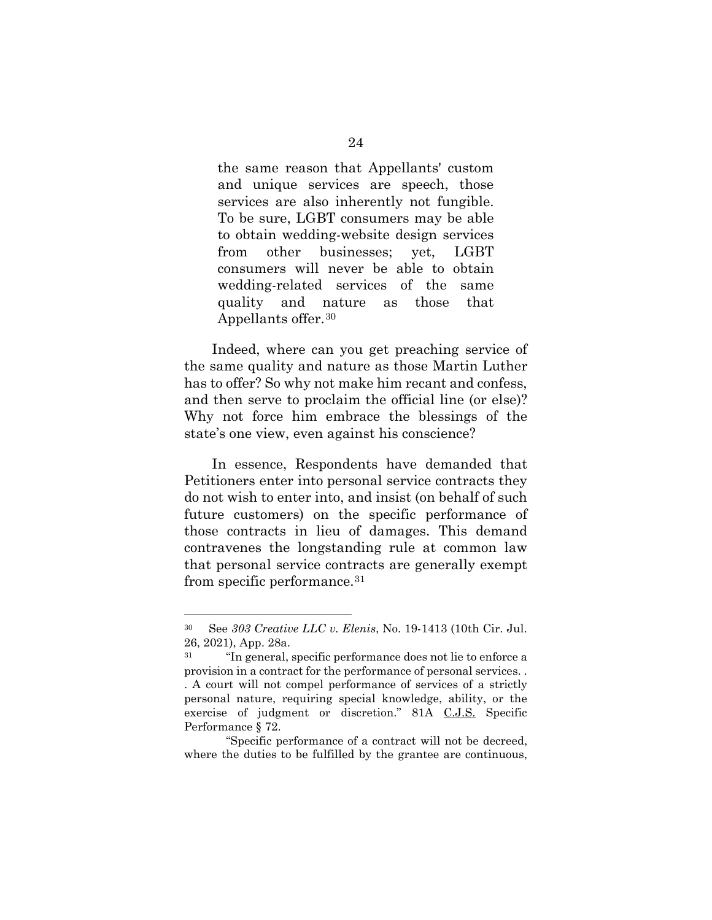> the same reason that Appellants' custom and unique services are speech, those services are also inherently not fungible. To be sure, LGBT consumers may be able to obtain wedding-website design services from other businesses; yet, LGBT consumers will never be able to obtain wedding-related services of the same quality and nature as those that Appellants offer.[30]

Indeed, where can you get preaching service of the same quality and nature as those Martin Luther has to offer? So why not make him recant and confess, and then serve to proclaim the official line (or else)? Why not force him embrace the blessings of the state's one view, even against his conscience?

In essence, Respondents have demanded that Petitioners enter into personal service contracts they do not wish to enter into, and insist (on behalf of such future customers) on the specific performance of those contracts in lieu of damages. This demand contravenes the longstanding rule at common law that personal service contracts are generally exempt from specific performance.[31]

---

[30] See *303 Creative LLC v. Elenis*, No. 19-1413 (10th Cir. Jul. 26, 2021), App. 28a.

[31] "In general, specific performance does not lie to enforce a provision in a contract for the performance of personal services. . . A court will not compel performance of services of a strictly personal nature, requiring special knowledge, ability, or the exercise of judgment or discretion." 81A C.J.S. Specific Performance § 72.

"Specific performance of a contract will not be decreed, where the duties to be fulfilled by the grantee are continuous,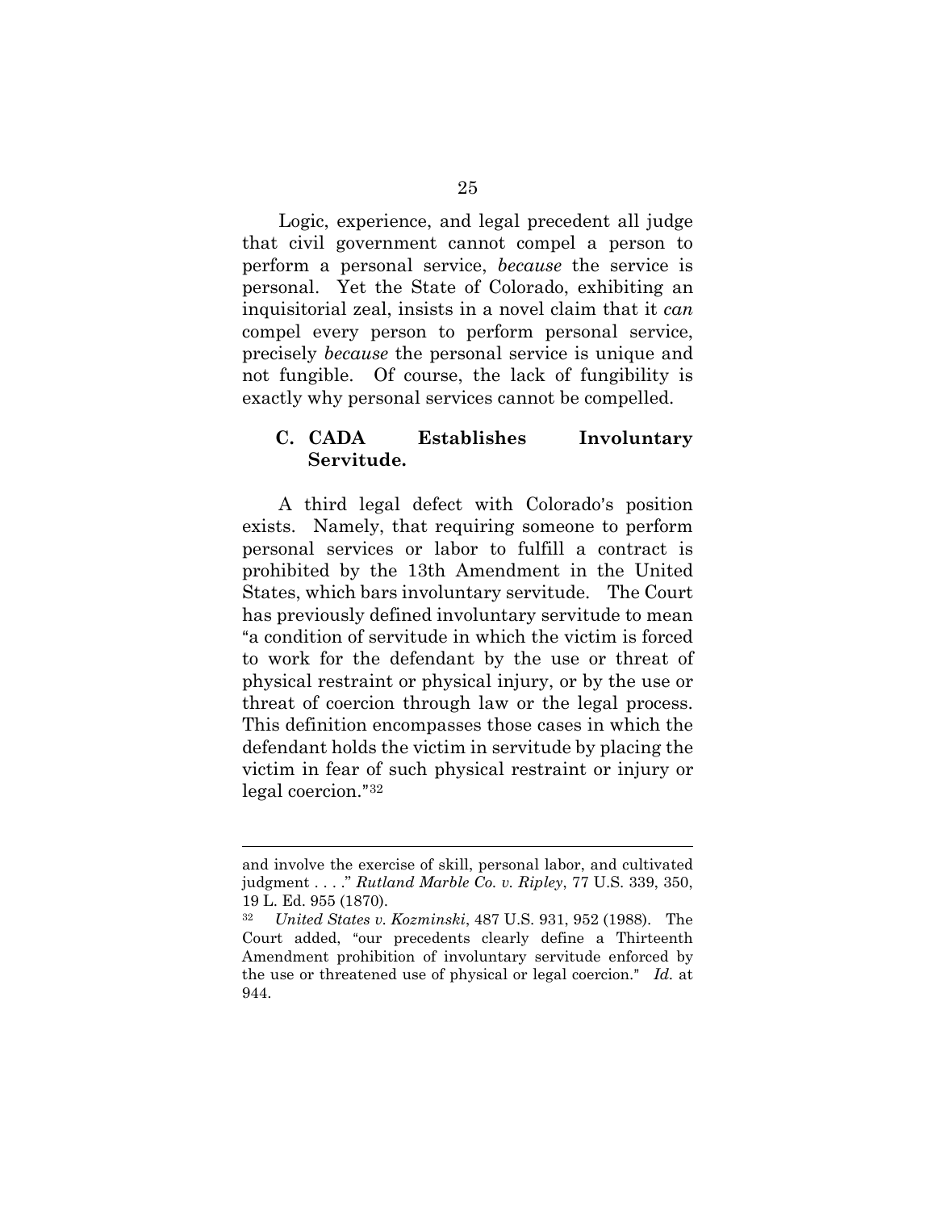Logic, experience, and legal precedent all judge that civil government cannot compel a person to perform a personal service, *because* the service is personal. Yet the State of Colorado, exhibiting an inquisitorial zeal, insists in a novel claim that it *can* compel every person to perform personal service, precisely *because* the personal service is unique and not fungible. Of course, the lack of fungibility is exactly why personal services cannot be compelled.

### C. CADA Establishes Involuntary Servitude.

A third legal defect with Colorado's position exists. Namely, that requiring someone to perform personal services or labor to fulfill a contract is prohibited by the 13th Amendment in the United States, which bars involuntary servitude. The Court has previously defined involuntary servitude to mean "a condition of servitude in which the victim is forced to work for the defendant by the use or threat of physical restraint or physical injury, or by the use or threat of coercion through law or the legal process. This definition encompasses those cases in which the defendant holds the victim in servitude by placing the victim in fear of such physical restraint or injury or legal coercion."[32]

---

and involve the exercise of skill, personal labor, and cultivated judgment . . . ." *Rutland Marble Co. v. Ripley*, 77 U.S. 339, 350, 19 L. Ed. 955 (1870).

[32] *United States v. Kozminski*, 487 U.S. 931, 952 (1988). The Court added, "our precedents clearly define a Thirteenth Amendment prohibition of involuntary servitude enforced by the use or threatened use of physical or legal coercion." *Id.* at 944.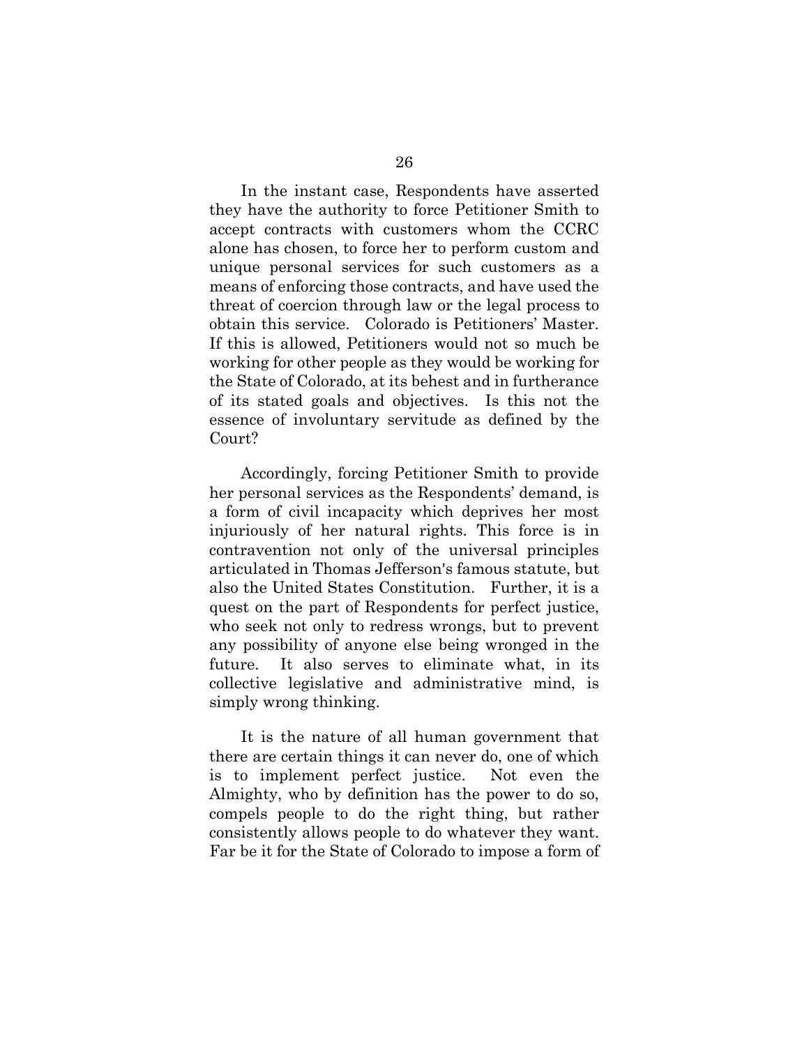In the instant case, Respondents have asserted they have the authority to force Petitioner Smith to accept contracts with customers whom the CCRC alone has chosen, to force her to perform custom and unique personal services for such customers as a means of enforcing those contracts, and have used the threat of coercion through law or the legal process to obtain this service. Colorado is Petitioners' Master. If this is allowed, Petitioners would not so much be working for other people as they would be working for the State of Colorado, at its behest and in furtherance of its stated goals and objectives. Is this not the essence of involuntary servitude as defined by the Court?

Accordingly, forcing Petitioner Smith to provide her personal services as the Respondents' demand, is a form of civil incapacity which deprives her most injuriously of her natural rights. This force is in contravention not only of the universal principles articulated in Thomas Jefferson's famous statute, but also the United States Constitution. Further, it is a quest on the part of Respondents for perfect justice, who seek not only to redress wrongs, but to prevent any possibility of anyone else being wronged in the future. It also serves to eliminate what, in its collective legislative and administrative mind, is simply wrong thinking.

It is the nature of all human government that there are certain things it can never do, one of which is to implement perfect justice. Not even the Almighty, who by definition has the power to do so, compels people to do the right thing, but rather consistently allows people to do whatever they want. Far be it for the State of Colorado to impose a form of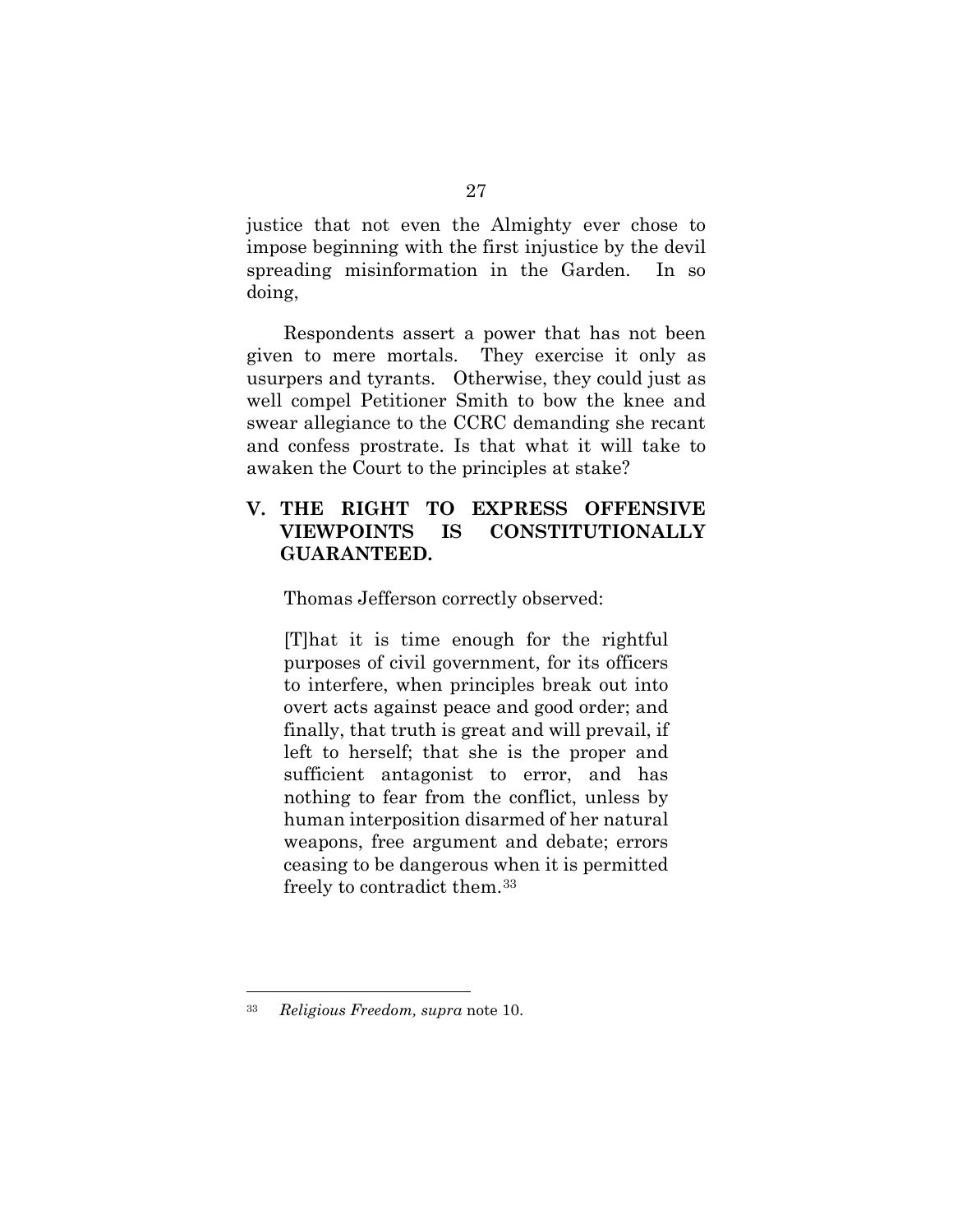justice that not even the Almighty ever chose to impose beginning with the first injustice by the devil spreading misinformation in the Garden. In so doing,

Respondents assert a power that has not been given to mere mortals. They exercise it only as usurpers and tyrants. Otherwise, they could just as well compel Petitioner Smith to bow the knee and swear allegiance to the CCRC demanding she recant and confess prostrate. Is that what it will take to awaken the Court to the principles at stake?

## V. THE RIGHT TO EXPRESS OFFENSIVE VIEWPOINTS IS CONSTITUTIONALLY GUARANTEED.

Thomas Jefferson correctly observed:

> [T]hat it is time enough for the rightful purposes of civil government, for its officers to interfere, when principles break out into overt acts against peace and good order; and finally, that truth is great and will prevail, if left to herself; that she is the proper and sufficient antagonist to error, and has nothing to fear from the conflict, unless by human interposition disarmed of her natural weapons, free argument and debate; errors ceasing to be dangerous when it is permitted freely to contradict them.[33]

---

[33] *Religious Freedom, supra* note 10.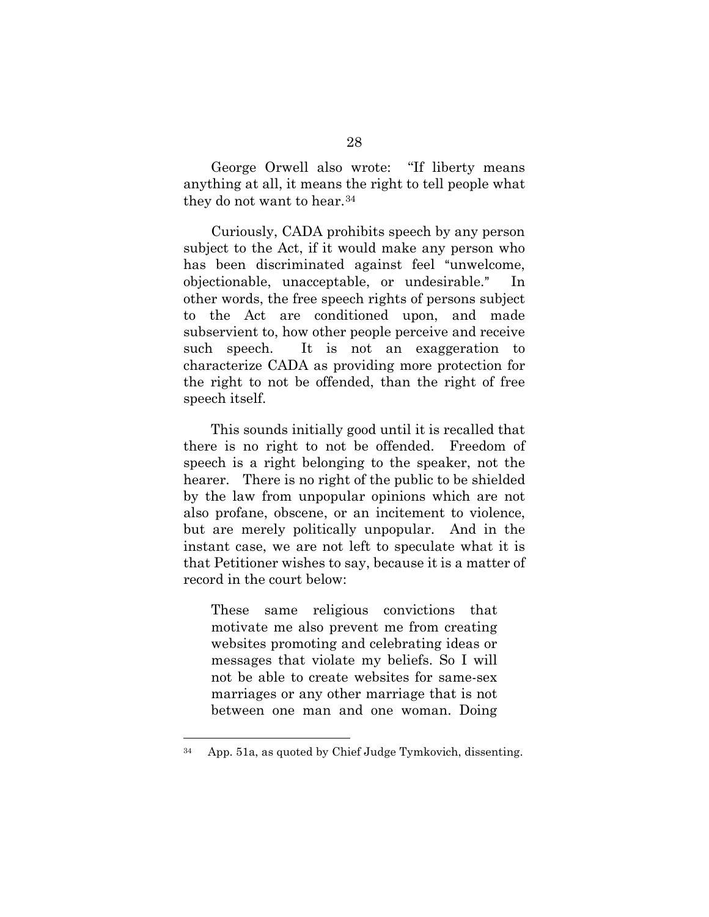George Orwell also wrote: "If liberty means anything at all, it means the right to tell people what they do not want to hear.[34]

Curiously, CADA prohibits speech by any person subject to the Act, if it would make any person who has been discriminated against feel "unwelcome, objectionable, unacceptable, or undesirable." In other words, the free speech rights of persons subject to the Act are conditioned upon, and made subservient to, how other people perceive and receive such speech. It is not an exaggeration to characterize CADA as providing more protection for the right to not be offended, than the right of free speech itself.

This sounds initially good until it is recalled that there is no right to not be offended. Freedom of speech is a right belonging to the speaker, not the hearer. There is no right of the public to be shielded by the law from unpopular opinions which are not also profane, obscene, or an incitement to violence, but are merely politically unpopular. And in the instant case, we are not left to speculate what it is that Petitioner wishes to say, because it is a matter of record in the court below:

> These same religious convictions that motivate me also prevent me from creating websites promoting and celebrating ideas or messages that violate my beliefs. So I will not be able to create websites for same-sex marriages or any other marriage that is not between one man and one woman. Doing

---

[34] App. 51a, as quoted by Chief Judge Tymkovich, dissenting.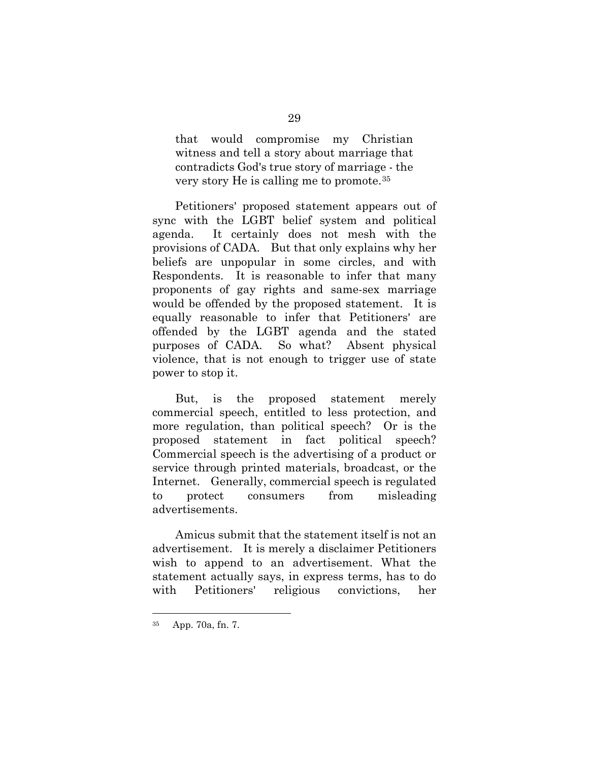> that would compromise my Christian witness and tell a story about marriage that contradicts God's true story of marriage - the very story He is calling me to promote.[35]

Petitioners' proposed statement appears out of sync with the LGBT belief system and political agenda. It certainly does not mesh with the provisions of CADA. But that only explains why her beliefs are unpopular in some circles, and with Respondents. It is reasonable to infer that many proponents of gay rights and same-sex marriage would be offended by the proposed statement. It is equally reasonable to infer that Petitioners' are offended by the LGBT agenda and the stated purposes of CADA. So what? Absent physical violence, that is not enough to trigger use of state power to stop it.

But, is the proposed statement merely commercial speech, entitled to less protection, and more regulation, than political speech? Or is the proposed statement in fact political speech? Commercial speech is the advertising of a product or service through printed materials, broadcast, or the Internet. Generally, commercial speech is regulated to protect consumers from misleading advertisements.

Amicus submit that the statement itself is not an advertisement. It is merely a disclaimer Petitioners wish to append to an advertisement. What the statement actually says, in express terms, has to do with Petitioners' religious convictions, her

---

[35] App. 70a, fn. 7.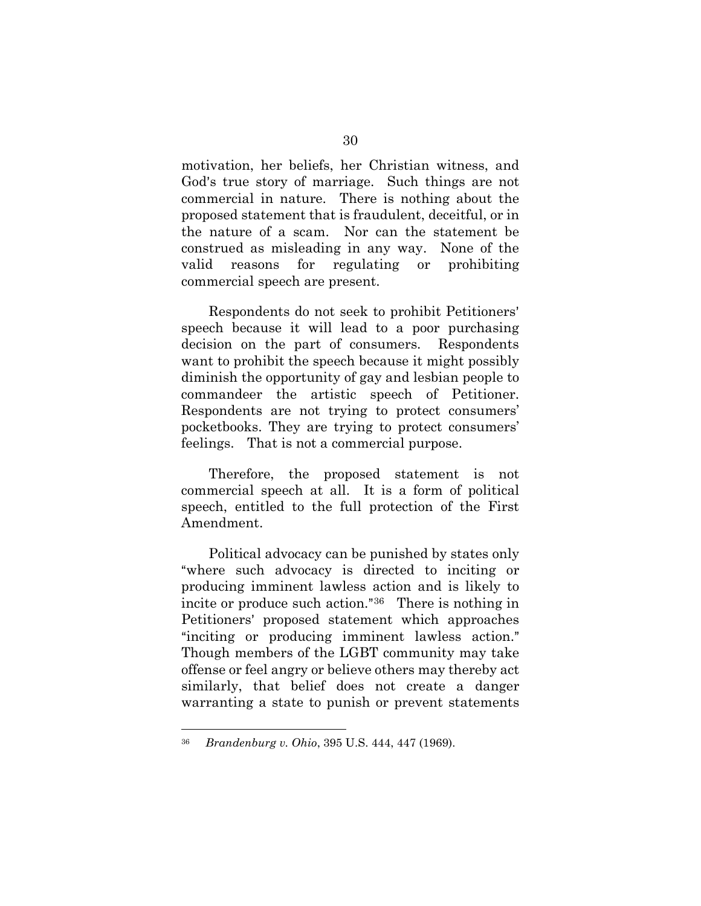motivation, her beliefs, her Christian witness, and God's true story of marriage. Such things are not commercial in nature. There is nothing about the proposed statement that is fraudulent, deceitful, or in the nature of a scam. Nor can the statement be construed as misleading in any way. None of the valid reasons for regulating or prohibiting commercial speech are present.

Respondents do not seek to prohibit Petitioners' speech because it will lead to a poor purchasing decision on the part of consumers. Respondents want to prohibit the speech because it might possibly diminish the opportunity of gay and lesbian people to commandeer the artistic speech of Petitioner. Respondents are not trying to protect consumers' pocketbooks. They are trying to protect consumers' feelings. That is not a commercial purpose.

Therefore, the proposed statement is not commercial speech at all. It is a form of political speech, entitled to the full protection of the First Amendment.

Political advocacy can be punished by states only "where such advocacy is directed to inciting or producing imminent lawless action and is likely to incite or produce such action."[36] There is nothing in Petitioners' proposed statement which approaches "inciting or producing imminent lawless action." Though members of the LGBT community may take offense or feel angry or believe others may thereby act similarly, that belief does not create a danger warranting a state to punish or prevent statements

---

[36] *Brandenburg v. Ohio*, 395 U.S. 444, 447 (1969).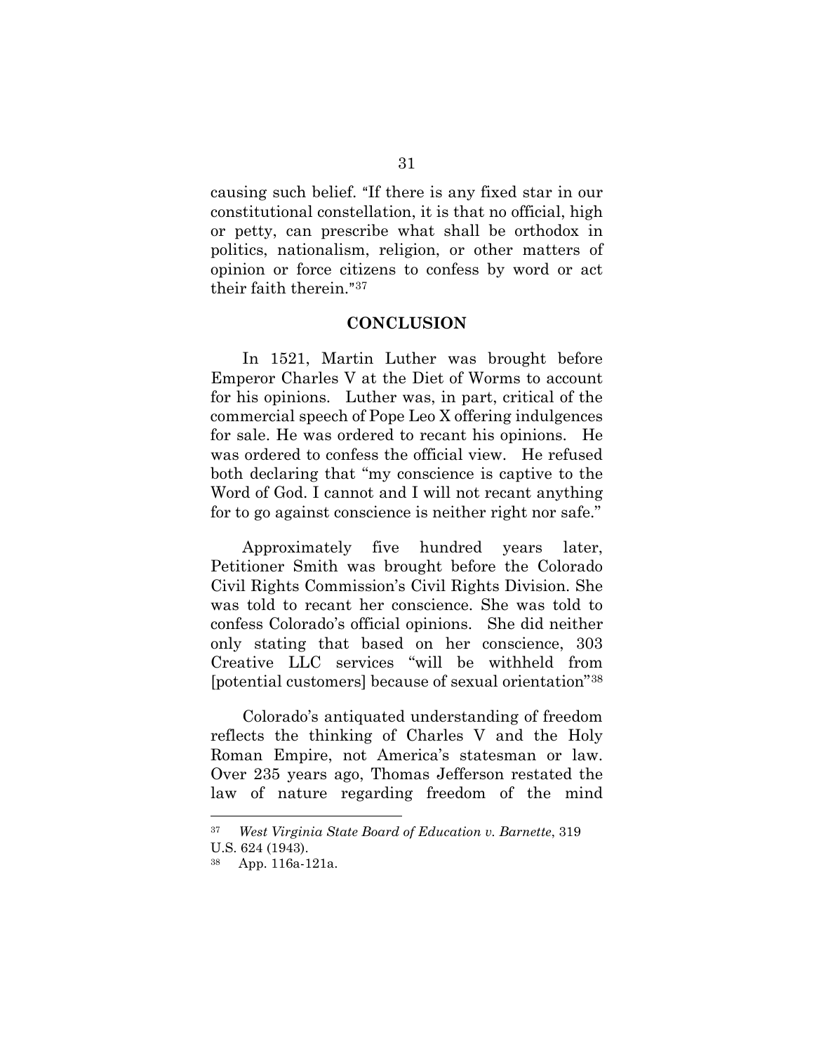causing such belief. "If there is any fixed star in our constitutional constellation, it is that no official, high or petty, can prescribe what shall be orthodox in politics, nationalism, religion, or other matters of opinion or force citizens to confess by word or act their faith therein."[37]

## CONCLUSION

In 1521, Martin Luther was brought before Emperor Charles V at the Diet of Worms to account for his opinions. Luther was, in part, critical of the commercial speech of Pope Leo X offering indulgences for sale. He was ordered to recant his opinions. He was ordered to confess the official view. He refused both declaring that "my conscience is captive to the Word of God. I cannot and I will not recant anything for to go against conscience is neither right nor safe."

Approximately five hundred years later, Petitioner Smith was brought before the Colorado Civil Rights Commission's Civil Rights Division. She was told to recant her conscience. She was told to confess Colorado's official opinions. She did neither only stating that based on her conscience, 303 Creative LLC services "will be withheld from [potential customers] because of sexual orientation"[38]

Colorado's antiquated understanding of freedom reflects the thinking of Charles V and the Holy Roman Empire, not America's statesman or law. Over 235 years ago, Thomas Jefferson restated the law of nature regarding freedom of the mind

---

[37] *West Virginia State Board of Education v. Barnette*, 319 U.S. 624 (1943).

[38] App. 116a-121a.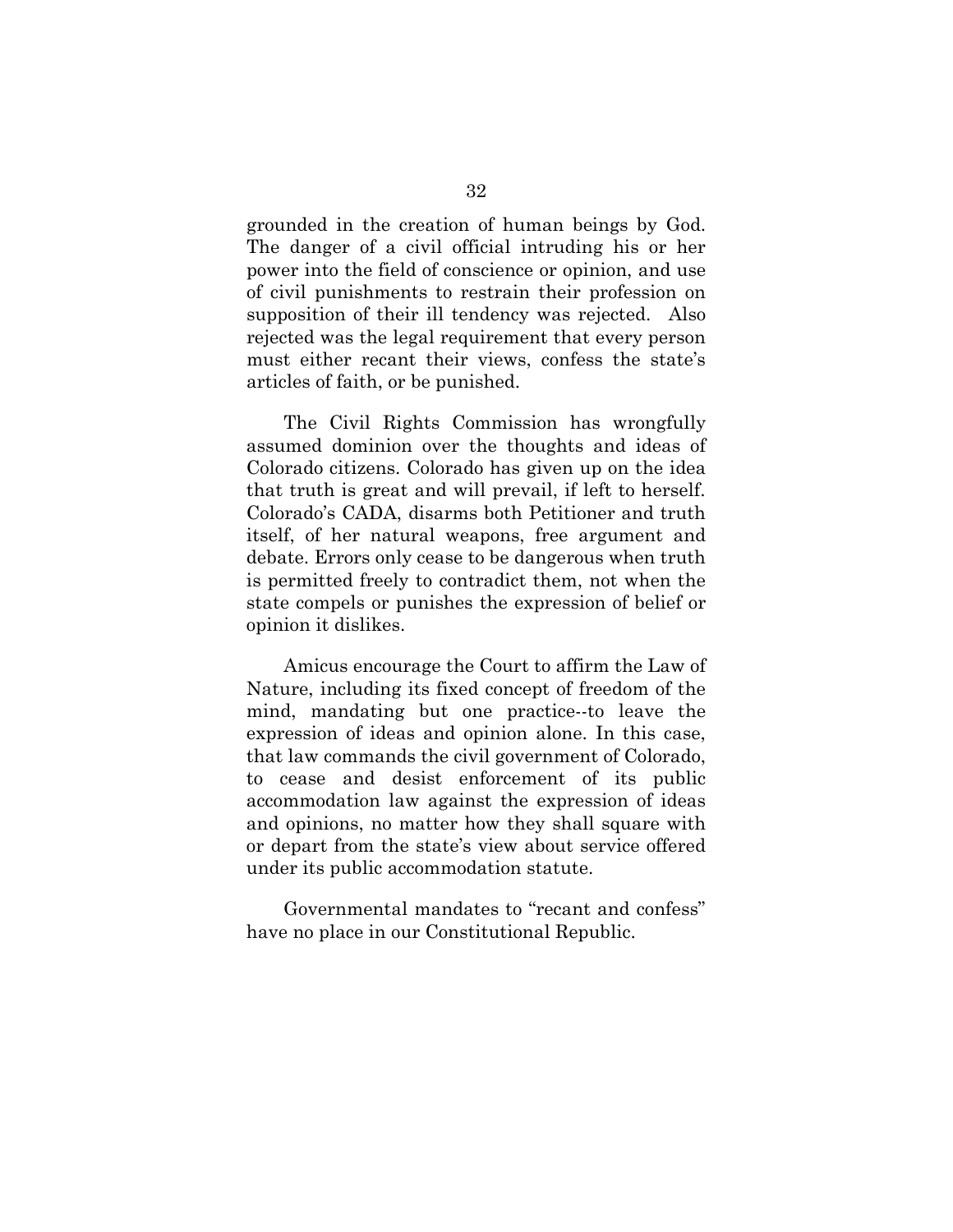grounded in the creation of human beings by God. The danger of a civil official intruding his or her power into the field of conscience or opinion, and use of civil punishments to restrain their profession on supposition of their ill tendency was rejected. Also rejected was the legal requirement that every person must either recant their views, confess the state's articles of faith, or be punished.

The Civil Rights Commission has wrongfully assumed dominion over the thoughts and ideas of Colorado citizens. Colorado has given up on the idea that truth is great and will prevail, if left to herself. Colorado's CADA, disarms both Petitioner and truth itself, of her natural weapons, free argument and debate. Errors only cease to be dangerous when truth is permitted freely to contradict them, not when the state compels or punishes the expression of belief or opinion it dislikes.

Amicus encourage the Court to affirm the Law of Nature, including its fixed concept of freedom of the mind, mandating but one practice--to leave the expression of ideas and opinion alone. In this case, that law commands the civil government of Colorado, to cease and desist enforcement of its public accommodation law against the expression of ideas and opinions, no matter how they shall square with or depart from the state's view about service offered under its public accommodation statute.

Governmental mandates to "recant and confess" have no place in our Constitutional Republic.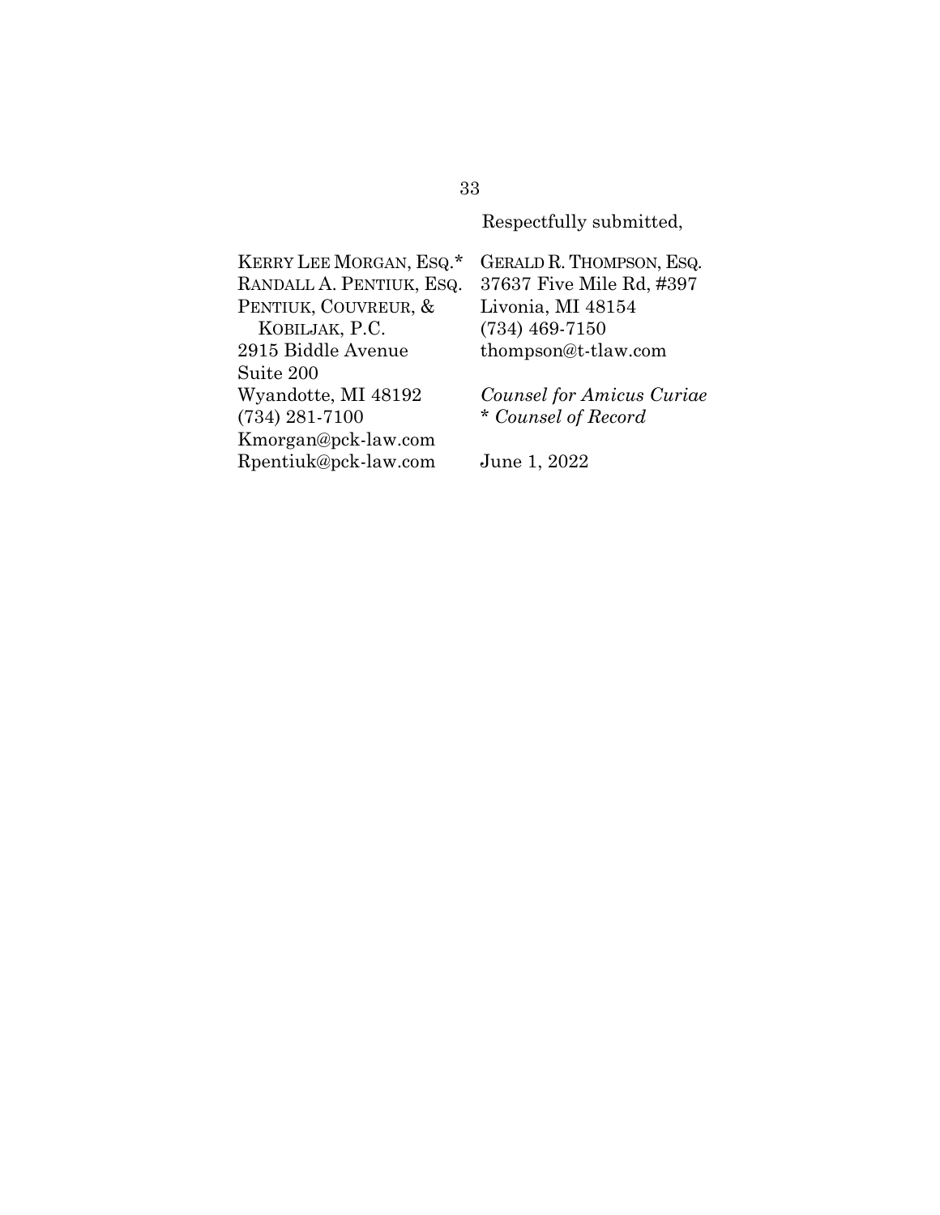Respectfully submitted,

KERRY LEE MORGAN, ESQ.*
RANDALL A. PENTIUK, ESQ.
PENTIUK, COUVREUR, &
KOBILJAK, P.C.
2915 Biddle Avenue
Suite 200
Wyandotte, MI 48192
(734) 281-7100
Kmorgan@pck-law.com
Rpentiuk@pck-law.com

GERALD R. THOMPSON, ESQ.
37637 Five Mile Rd, #397
Livonia, MI 48154
(734) 469-7150
thompson@t-tlaw.com

*Counsel for Amicus Curiae*
\* *Counsel of Record*

June 1, 2022